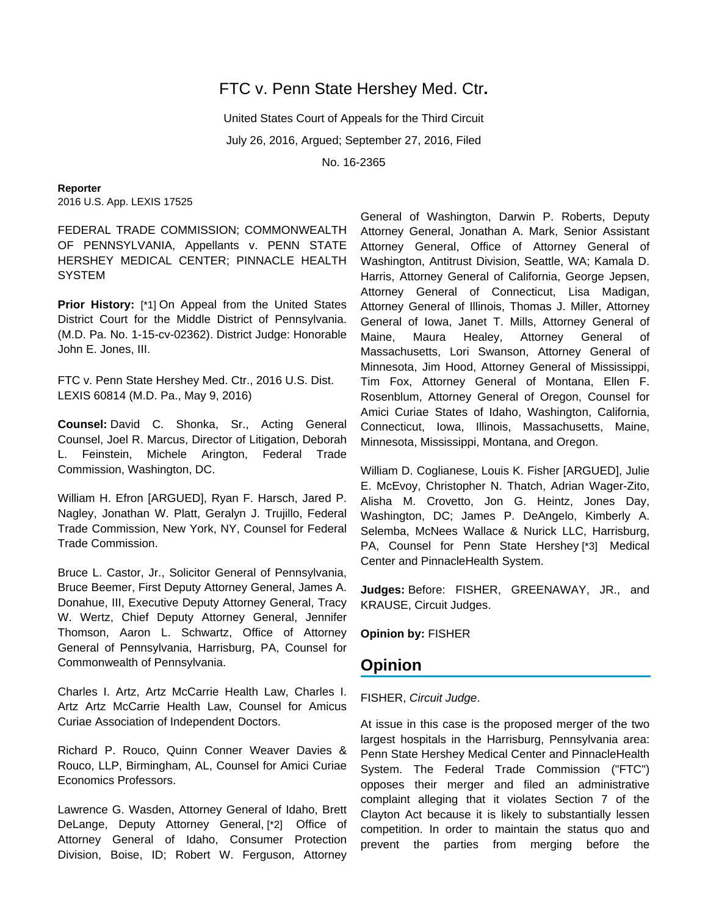# FTC v. Penn State Hershey Med. Ctr.

United States Court of Appeals for the Third Circuit

July 26, 2016, Argued; September 27, 2016, Filed

No. 16-2365

**Reporter**

2016 U.S. App. LEXIS 17525

FEDERAL TRADE COMMISSION; COMMONWEALTH OF PENNSYLVANIA, Appellants v. PENN STATE HERSHEY MEDICAL CENTER; PINNACLE HEALTH SYSTEM

**Prior History:** [*1] On Appeal from the United States District Court for the Middle District of Pennsylvania. (M.D. Pa. No. 1-15-cv-02362). District Judge: Honorable John E. Jones, III.

FTC v. Penn State Hershey Med. Ctr., 2016 U.S. Dist. LEXIS 60814 (M.D. Pa., May 9, 2016)

**Counsel:** David C. Shonka, Sr., Acting General Counsel, Joel R. Marcus, Director of Litigation, Deborah L. Feinstein, Michele Arington, Federal Trade Commission, Washington, DC.

William H. Efron [ARGUED], Ryan F. Harsch, Jared P. Nagley, Jonathan W. Platt, Geralyn J. Trujillo, Federal Trade Commission, New York, NY, Counsel for Federal Trade Commission.

Bruce L. Castor, Jr., Solicitor General of Pennsylvania, Bruce Beemer, First Deputy Attorney General, James A. Donahue, III, Executive Deputy Attorney General, Tracy W. Wertz, Chief Deputy Attorney General, Jennifer Thomson, Aaron L. Schwartz, Office of Attorney General of Pennsylvania, Harrisburg, PA, Counsel for Commonwealth of Pennsylvania.

Charles I. Artz, Artz McCarrie Health Law, Charles I. Artz Artz McCarrie Health Law, Counsel for Amicus Curiae Association of Independent Doctors.

Richard P. Rouco, Quinn Conner Weaver Davies & Rouco, LLP, Birmingham, AL, Counsel for Amici Curiae Economics Professors.

Lawrence G. Wasden, Attorney General of Idaho, Brett DeLange, Deputy Attorney General, [*2] Office of Attorney General of Idaho, Consumer Protection Division, Boise, ID; Robert W. Ferguson, Attorney General of Washington, Darwin P. Roberts, Deputy Attorney General, Jonathan A. Mark, Senior Assistant Attorney General, Office of Attorney General of Washington, Antitrust Division, Seattle, WA; Kamala D. Harris, Attorney General of California, George Jepsen, Attorney General of Connecticut, Lisa Madigan, Attorney General of Illinois, Thomas J. Miller, Attorney General of Iowa, Janet T. Mills, Attorney General of Maine, Maura Healey, Attorney General of Massachusetts, Lori Swanson, Attorney General of Minnesota, Jim Hood, Attorney General of Mississippi, Tim Fox, Attorney General of Montana, Ellen F. Rosenblum, Attorney General of Oregon, Counsel for Amici Curiae States of Idaho, Washington, California, Connecticut, Iowa, Illinois, Massachusetts, Maine, Minnesota, Mississippi, Montana, and Oregon.

William D. Coglianese, Louis K. Fisher [ARGUED], Julie E. McEvoy, Christopher N. Thatch, Adrian Wager-Zito, Alisha M. Crovetto, Jon G. Heintz, Jones Day, Washington, DC; James P. DeAngelo, Kimberly A. Selemba, McNees Wallace & Nurick LLC, Harrisburg, PA, Counsel for Penn State Hershey [*3] Medical Center and PinnacleHealth System.

**Judges:** Before: FISHER, GREENAWAY, JR., and KRAUSE, Circuit Judges.

**Opinion by:** FISHER

## Opinion

FISHER, *Circuit Judge*.

At issue in this case is the proposed merger of the two largest hospitals in the Harrisburg, Pennsylvania area: Penn State Hershey Medical Center and PinnacleHealth System. The Federal Trade Commission ("FTC") opposes their merger and filed an administrative complaint alleging that it violates Section 7 of the Clayton Act because it is likely to substantially lessen competition. In order to maintain the status quo and prevent the parties from merging before the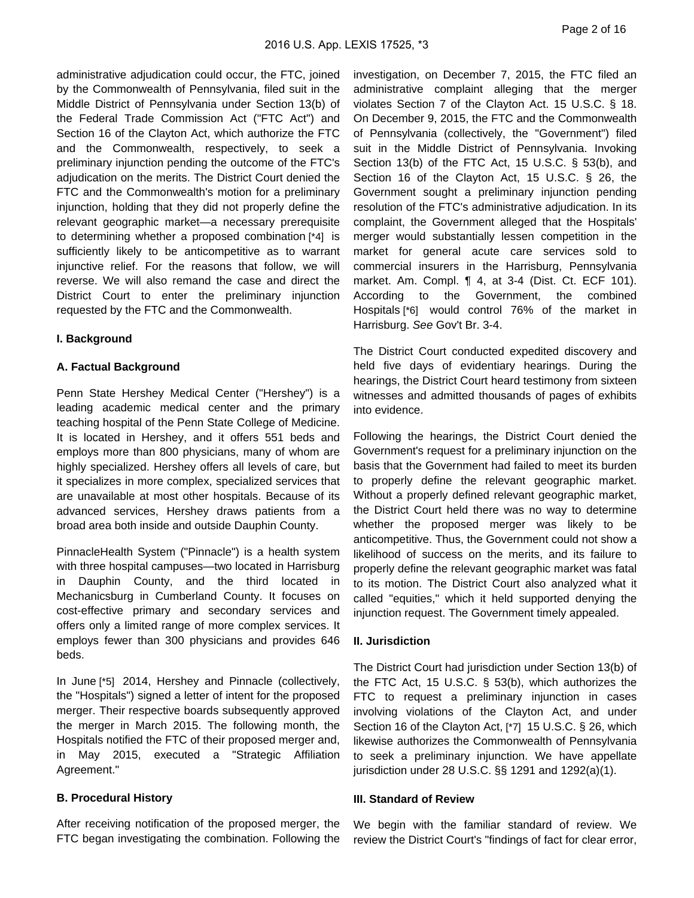administrative adjudication could occur, the FTC, joined by the Commonwealth of Pennsylvania, filed suit in the Middle District of Pennsylvania under Section 13(b) of the Federal Trade Commission Act ("FTC Act") and Section 16 of the Clayton Act, which authorize the FTC and the Commonwealth, respectively, to seek a preliminary injunction pending the outcome of the FTC's adjudication on the merits. The District Court denied the FTC and the Commonwealth's motion for a preliminary injunction, holding that they did not properly define the relevant geographic market—a necessary prerequisite to determining whether a proposed combination [*4] is sufficiently likely to be anticompetitive as to warrant injunctive relief. For the reasons that follow, we will reverse. We will also remand the case and direct the District Court to enter the preliminary injunction requested by the FTC and the Commonwealth.

**I. Background**

**A. Factual Background**

Penn State Hershey Medical Center ("Hershey") is a leading academic medical center and the primary teaching hospital of the Penn State College of Medicine. It is located in Hershey, and it offers 551 beds and employs more than 800 physicians, many of whom are highly specialized. Hershey offers all levels of care, but it specializes in more complex, specialized services that are unavailable at most other hospitals. Because of its advanced services, Hershey draws patients from a broad area both inside and outside Dauphin County.

PinnacleHealth System ("Pinnacle") is a health system with three hospital campuses—two located in Harrisburg in Dauphin County, and the third located in Mechanicsburg in Cumberland County. It focuses on cost-effective primary and secondary services and offers only a limited range of more complex services. It employs fewer than 300 physicians and provides 646 beds.

In June [*5] 2014, Hershey and Pinnacle (collectively, the "Hospitals") signed a letter of intent for the proposed merger. Their respective boards subsequently approved the merger in March 2015. The following month, the Hospitals notified the FTC of their proposed merger and, in May 2015, executed a "Strategic Affiliation Agreement."

**B. Procedural History**

After receiving notification of the proposed merger, the FTC began investigating the combination. Following the investigation, on December 7, 2015, the FTC filed an administrative complaint alleging that the merger violates Section 7 of the Clayton Act. 15 U.S.C. § 18. On December 9, 2015, the FTC and the Commonwealth of Pennsylvania (collectively, the "Government") filed suit in the Middle District of Pennsylvania. Invoking Section 13(b) of the FTC Act, 15 U.S.C. § 53(b), and Section 16 of the Clayton Act, 15 U.S.C. § 26, the Government sought a preliminary injunction pending resolution of the FTC's administrative adjudication. In its complaint, the Government alleged that the Hospitals' merger would substantially lessen competition in the market for general acute care services sold to commercial insurers in the Harrisburg, Pennsylvania market. Am. Compl. ¶ 4, at 3-4 (Dist. Ct. ECF 101). According to the Government, the combined Hospitals [*6] would control 76% of the market in Harrisburg. *See* Gov't Br. 3-4.

The District Court conducted expedited discovery and held five days of evidentiary hearings. During the hearings, the District Court heard testimony from sixteen witnesses and admitted thousands of pages of exhibits into evidence.

Following the hearings, the District Court denied the Government's request for a preliminary injunction on the basis that the Government had failed to meet its burden to properly define the relevant geographic market. Without a properly defined relevant geographic market, the District Court held there was no way to determine whether the proposed merger was likely to be anticompetitive. Thus, the Government could not show a likelihood of success on the merits, and its failure to properly define the relevant geographic market was fatal to its motion. The District Court also analyzed what it called "equities," which it held supported denying the injunction request. The Government timely appealed.

**II. Jurisdiction**

The District Court had jurisdiction under Section 13(b) of the FTC Act, 15 U.S.C. § 53(b), which authorizes the FTC to request a preliminary injunction in cases involving violations of the Clayton Act, and under Section 16 of the Clayton Act, [*7] 15 U.S.C. § 26, which likewise authorizes the Commonwealth of Pennsylvania to seek a preliminary injunction. We have appellate jurisdiction under 28 U.S.C. §§ 1291 and 1292(a)(1).

**III. Standard of Review**

We begin with the familiar standard of review. We review the District Court's "findings of fact for clear error,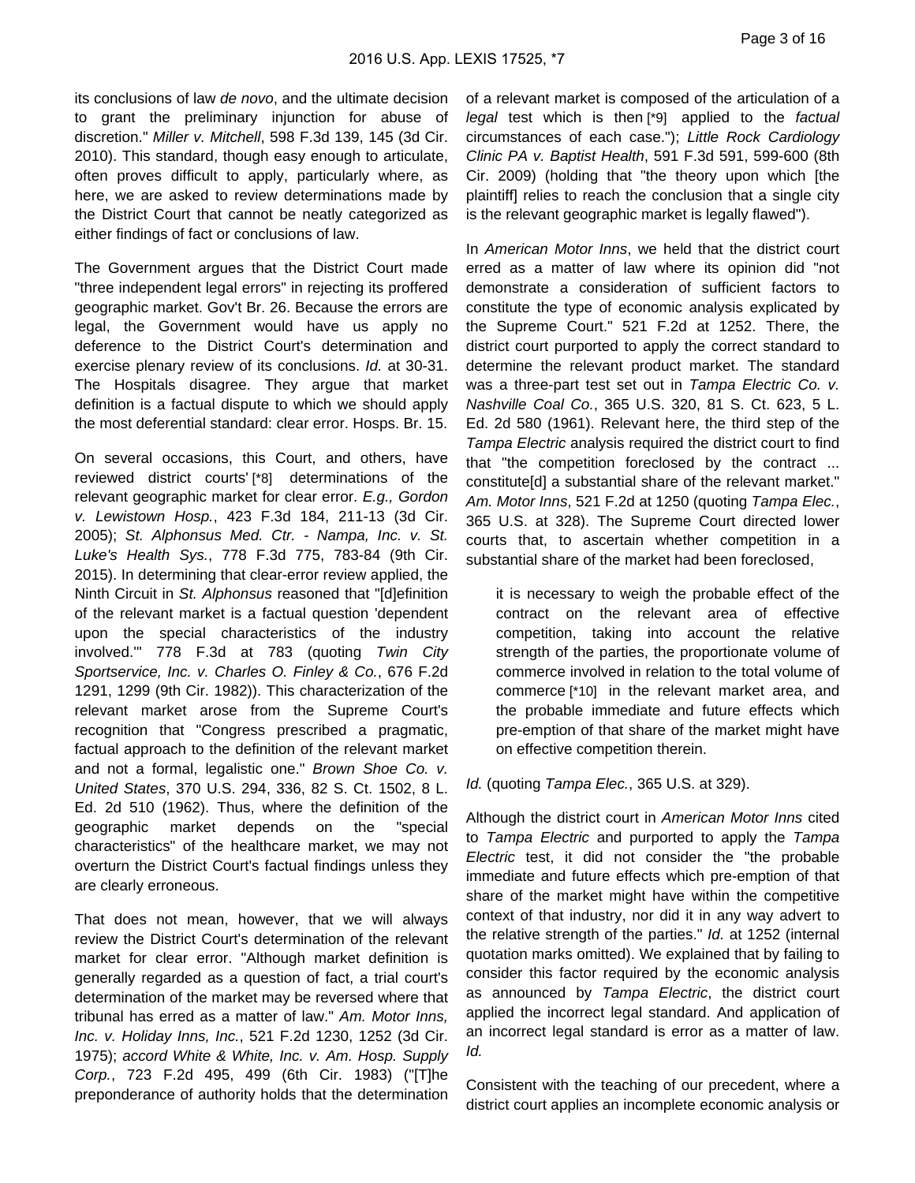its conclusions of law *de novo*, and the ultimate decision to grant the preliminary injunction for abuse of discretion." *Miller v. Mitchell*, 598 F.3d 139, 145 (3d Cir. 2010). This standard, though easy enough to articulate, often proves difficult to apply, particularly where, as here, we are asked to review determinations made by the District Court that cannot be neatly categorized as either findings of fact or conclusions of law.

The Government argues that the District Court made "three independent legal errors" in rejecting its proffered geographic market. Gov't Br. 26. Because the errors are legal, the Government would have us apply no deference to the District Court's determination and exercise plenary review of its conclusions. *Id.* at 30-31. The Hospitals disagree. They argue that market definition is a factual dispute to which we should apply the most deferential standard: clear error. Hosps. Br. 15.

On several occasions, this Court, and others, have reviewed district courts' [*8] determinations of the relevant geographic market for clear error. *E.g., Gordon v. Lewistown Hosp.*, 423 F.3d 184, 211-13 (3d Cir. 2005); *St. Alphonsus Med. Ctr. - Nampa, Inc. v. St. Luke's Health Sys.*, 778 F.3d 775, 783-84 (9th Cir. 2015). In determining that clear-error review applied, the Ninth Circuit in *St. Alphonsus* reasoned that "[d]efinition of the relevant market is a factual question 'dependent upon the special characteristics of the industry involved.'" 778 F.3d at 783 (quoting *Twin City Sportservice, Inc. v. Charles O. Finley & Co.*, 676 F.2d 1291, 1299 (9th Cir. 1982)). This characterization of the relevant market arose from the Supreme Court's recognition that "Congress prescribed a pragmatic, factual approach to the definition of the relevant market and not a formal, legalistic one." *Brown Shoe Co. v. United States*, 370 U.S. 294, 336, 82 S. Ct. 1502, 8 L. Ed. 2d 510 (1962). Thus, where the definition of the geographic market depends on the "special characteristics" of the healthcare market, we may not overturn the District Court's factual findings unless they are clearly erroneous.

That does not mean, however, that we will always review the District Court's determination of the relevant market for clear error. "Although market definition is generally regarded as a question of fact, a trial court's determination of the market may be reversed where that tribunal has erred as a matter of law." *Am. Motor Inns, Inc. v. Holiday Inns, Inc.*, 521 F.2d 1230, 1252 (3d Cir. 1975); *accord White & White, Inc. v. Am. Hosp. Supply Corp.*, 723 F.2d 495, 499 (6th Cir. 1983) ("[T]he preponderance of authority holds that the determination of a relevant market is composed of the articulation of a *legal* test which is then [*9] applied to the *factual* circumstances of each case."); *Little Rock Cardiology Clinic PA v. Baptist Health*, 591 F.3d 591, 599-600 (8th Cir. 2009) (holding that "the theory upon which [the plaintiff] relies to reach the conclusion that a single city is the relevant geographic market is legally flawed").

In *American Motor Inns*, we held that the district court erred as a matter of law where its opinion did "not demonstrate a consideration of sufficient factors to constitute the type of economic analysis explicated by the Supreme Court." 521 F.2d at 1252. There, the district court purported to apply the correct standard to determine the relevant product market. The standard was a three-part test set out in *Tampa Electric Co. v. Nashville Coal Co.*, 365 U.S. 320, 81 S. Ct. 623, 5 L. Ed. 2d 580 (1961). Relevant here, the third step of the *Tampa Electric* analysis required the district court to find that "the competition foreclosed by the contract ... constitute[d] a substantial share of the relevant market." *Am. Motor Inns*, 521 F.2d at 1250 (quoting *Tampa Elec.*, 365 U.S. at 328). The Supreme Court directed lower courts that, to ascertain whether competition in a substantial share of the market had been foreclosed,

> it is necessary to weigh the probable effect of the contract on the relevant area of effective competition, taking into account the relative strength of the parties, the proportionate volume of commerce involved in relation to the total volume of commerce [*10] in the relevant market area, and the probable immediate and future effects which pre-emption of that share of the market might have on effective competition therein.

*Id.* (quoting *Tampa Elec.*, 365 U.S. at 329).

Although the district court in *American Motor Inns* cited to *Tampa Electric* and purported to apply the *Tampa Electric* test, it did not consider the "the probable immediate and future effects which pre-emption of that share of the market might have within the competitive context of that industry, nor did it in any way advert to the relative strength of the parties." *Id.* at 1252 (internal quotation marks omitted). We explained that by failing to consider this factor required by the economic analysis as announced by *Tampa Electric*, the district court applied the incorrect legal standard. And application of an incorrect legal standard is error as a matter of law. *Id.*

Consistent with the teaching of our precedent, where a district court applies an incomplete economic analysis or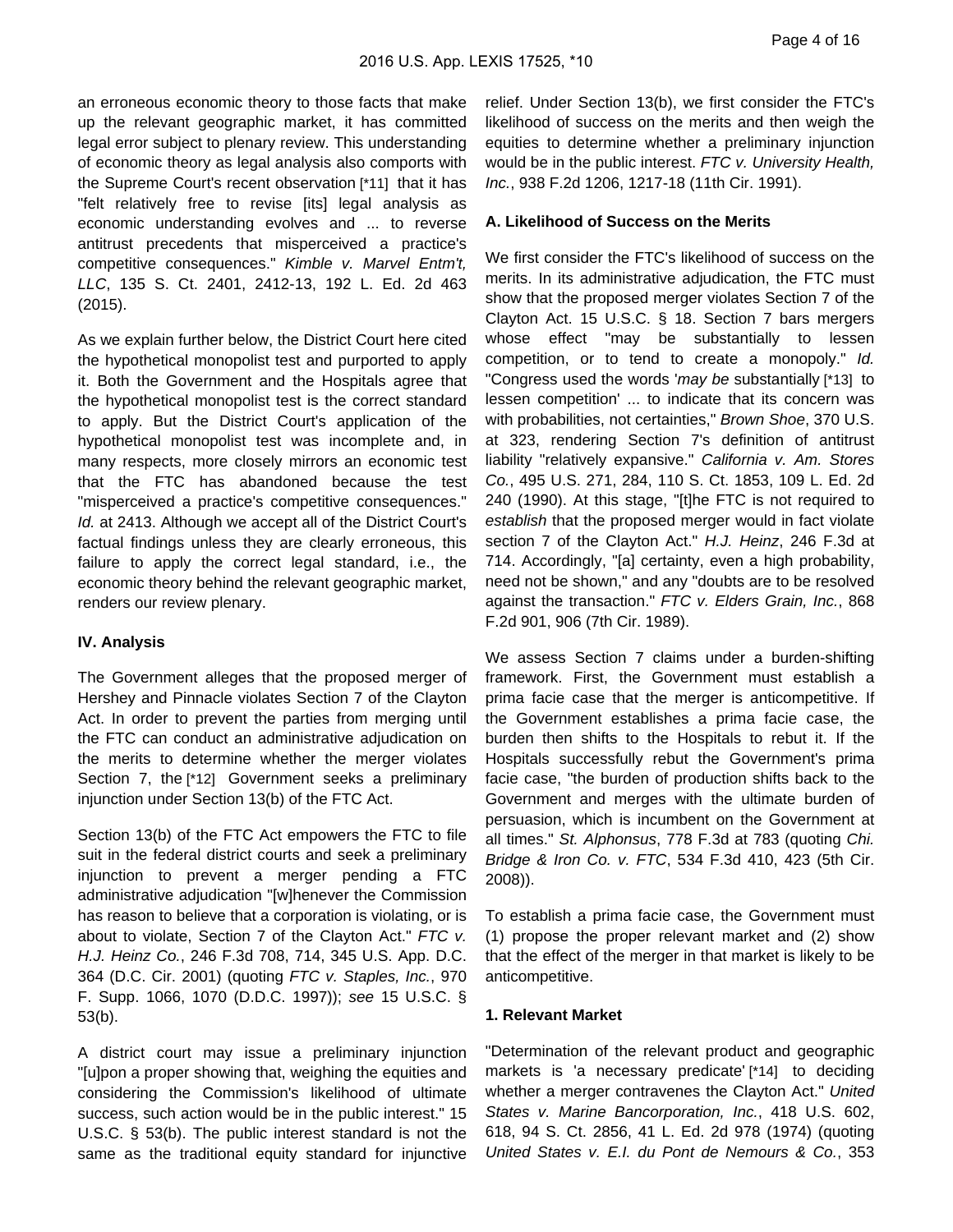an erroneous economic theory to those facts that make up the relevant geographic market, it has committed legal error subject to plenary review. This understanding of economic theory as legal analysis also comports with the Supreme Court's recent observation [*11] that it has "felt relatively free to revise [its] legal analysis as economic understanding evolves and ... to reverse antitrust precedents that misperceived a practice's competitive consequences." *Kimble v. Marvel Entm't, LLC*, 135 S. Ct. 2401, 2412-13, 192 L. Ed. 2d 463 (2015).

As we explain further below, the District Court here cited the hypothetical monopolist test and purported to apply it. Both the Government and the Hospitals agree that the hypothetical monopolist test is the correct standard to apply. But the District Court's application of the hypothetical monopolist test was incomplete and, in many respects, more closely mirrors an economic test that the FTC has abandoned because the test "misperceived a practice's competitive consequences." *Id.* at 2413. Although we accept all of the District Court's factual findings unless they are clearly erroneous, this failure to apply the correct legal standard, i.e., the economic theory behind the relevant geographic market, renders our review plenary.

### IV. Analysis

The Government alleges that the proposed merger of Hershey and Pinnacle violates Section 7 of the Clayton Act. In order to prevent the parties from merging until the FTC can conduct an administrative adjudication on the merits to determine whether the merger violates Section 7, the [*12] Government seeks a preliminary injunction under Section 13(b) of the FTC Act.

Section 13(b) of the FTC Act empowers the FTC to file suit in the federal district courts and seek a preliminary injunction to prevent a merger pending a FTC administrative adjudication "[w]henever the Commission has reason to believe that a corporation is violating, or is about to violate, Section 7 of the Clayton Act." *FTC v. H.J. Heinz Co.*, 246 F.3d 708, 714, 345 U.S. App. D.C. 364 (D.C. Cir. 2001) (quoting *FTC v. Staples, Inc.*, 970 F. Supp. 1066, 1070 (D.D.C. 1997)); *see* 15 U.S.C. § 53(b).

A district court may issue a preliminary injunction "[u]pon a proper showing that, weighing the equities and considering the Commission's likelihood of ultimate success, such action would be in the public interest." 15 U.S.C. § 53(b). The public interest standard is not the same as the traditional equity standard for injunctive relief. Under Section 13(b), we first consider the FTC's likelihood of success on the merits and then weigh the equities to determine whether a preliminary injunction would be in the public interest. *FTC v. University Health, Inc.*, 938 F.2d 1206, 1217-18 (11th Cir. 1991).

#### A. Likelihood of Success on the Merits

We first consider the FTC's likelihood of success on the merits. In its administrative adjudication, the FTC must show that the proposed merger violates Section 7 of the Clayton Act. 15 U.S.C. § 18. Section 7 bars mergers whose effect "may be substantially to lessen competition, or to tend to create a monopoly." *Id.* "Congress used the words '*may be* substantially [*13] to lessen competition' ... to indicate that its concern was with probabilities, not certainties," *Brown Shoe*, 370 U.S. at 323, rendering Section 7's definition of antitrust liability "relatively expansive." *California v. Am. Stores Co.*, 495 U.S. 271, 284, 110 S. Ct. 1853, 109 L. Ed. 2d 240 (1990). At this stage, "[t]he FTC is not required to *establish* that the proposed merger would in fact violate section 7 of the Clayton Act." *H.J. Heinz*, 246 F.3d at 714. Accordingly, "[a] certainty, even a high probability, need not be shown," and any "doubts are to be resolved against the transaction." *FTC v. Elders Grain, Inc.*, 868 F.2d 901, 906 (7th Cir. 1989).

We assess Section 7 claims under a burden-shifting framework. First, the Government must establish a prima facie case that the merger is anticompetitive. If the Government establishes a prima facie case, the burden then shifts to the Hospitals to rebut it. If the Hospitals successfully rebut the Government's prima facie case, "the burden of production shifts back to the Government and merges with the ultimate burden of persuasion, which is incumbent on the Government at all times." *St. Alphonsus*, 778 F.3d at 783 (quoting *Chi. Bridge & Iron Co. v. FTC*, 534 F.3d 410, 423 (5th Cir. 2008)).

To establish a prima facie case, the Government must (1) propose the proper relevant market and (2) show that the effect of the merger in that market is likely to be anticompetitive.

#### 1. Relevant Market

"Determination of the relevant product and geographic markets is 'a necessary predicate' [*14] to deciding whether a merger contravenes the Clayton Act." *United States v. Marine Bancorporation, Inc.*, 418 U.S. 602, 618, 94 S. Ct. 2856, 41 L. Ed. 2d 978 (1974) (quoting *United States v. E.I. du Pont de Nemours & Co.*, 353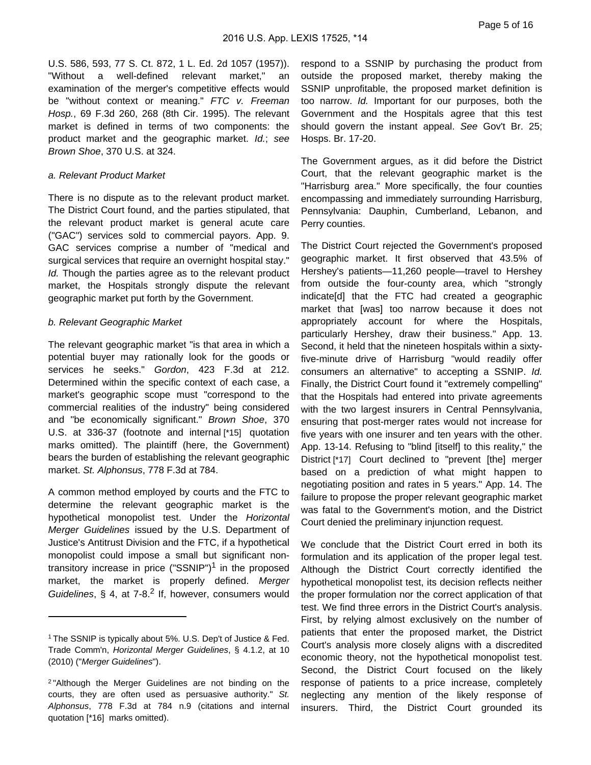U.S. 586, 593, 77 S. Ct. 872, 1 L. Ed. 2d 1057 (1957)). "Without a well-defined relevant market," an examination of the merger's competitive effects would be "without context or meaning." *FTC v. Freeman Hosp.*, 69 F.3d 260, 268 (8th Cir. 1995). The relevant market is defined in terms of two components: the product market and the geographic market. *Id.*; *see Brown Shoe*, 370 U.S. at 324.

*a. Relevant Product Market*

There is no dispute as to the relevant product market. The District Court found, and the parties stipulated, that the relevant product market is general acute care ("GAC") services sold to commercial payors. App. 9. GAC services comprise a number of "medical and surgical services that require an overnight hospital stay." *Id.* Though the parties agree as to the relevant product market, the Hospitals strongly dispute the relevant geographic market put forth by the Government.

*b. Relevant Geographic Market*

The relevant geographic market "is that area in which a potential buyer may rationally look for the goods or services he seeks." *Gordon*, 423 F.3d at 212. Determined within the specific context of each case, a market's geographic scope must "correspond to the commercial realities of the industry" being considered and "be economically significant." *Brown Shoe*, 370 U.S. at 336-37 (footnote and internal [*15] quotation marks omitted). The plaintiff (here, the Government) bears the burden of establishing the relevant geographic market. *St. Alphonsus*, 778 F.3d at 784.

A common method employed by courts and the FTC to determine the relevant geographic market is the hypothetical monopolist test. Under the *Horizontal Merger Guidelines* issued by the U.S. Department of Justice's Antitrust Division and the FTC, if a hypothetical monopolist could impose a small but significant non-transitory increase in price ("SSNIP")[1] in the proposed market, the market is properly defined. *Merger Guidelines*, § 4, at 7-8.[2] If, however, consumers would respond to a SSNIP by purchasing the product from outside the proposed market, thereby making the SSNIP unprofitable, the proposed market definition is too narrow. *Id.* Important for our purposes, both the Government and the Hospitals agree that this test should govern the instant appeal. *See* Gov't Br. 25; Hosps. Br. 17-20.

The Government argues, as it did before the District Court, that the relevant geographic market is the "Harrisburg area." More specifically, the four counties encompassing and immediately surrounding Harrisburg, Pennsylvania: Dauphin, Cumberland, Lebanon, and Perry counties.

The District Court rejected the Government's proposed geographic market. It first observed that 43.5% of Hershey's patients—11,260 people—travel to Hershey from outside the four-county area, which "strongly indicate[d] that the FTC had created a geographic market that [was] too narrow because it does not appropriately account for where the Hospitals, particularly Hershey, draw their business." App. 13. Second, it held that the nineteen hospitals within a sixty-five-minute drive of Harrisburg "would readily offer consumers an alternative" to accepting a SSNIP. *Id.* Finally, the District Court found it "extremely compelling" that the Hospitals had entered into private agreements with the two largest insurers in Central Pennsylvania, ensuring that post-merger rates would not increase for five years with one insurer and ten years with the other. App. 13-14. Refusing to "blind [itself] to this reality," the District [*17] Court declined to "prevent [the] merger based on a prediction of what might happen to negotiating position and rates in 5 years." App. 14. The failure to propose the proper relevant geographic market was fatal to the Government's motion, and the District Court denied the preliminary injunction request.

We conclude that the District Court erred in both its formulation and its application of the proper legal test. Although the District Court correctly identified the hypothetical monopolist test, its decision reflects neither the proper formulation nor the correct application of that test. We find three errors in the District Court's analysis. First, by relying almost exclusively on the number of patients that enter the proposed market, the District Court's analysis more closely aligns with a discredited economic theory, not the hypothetical monopolist test. Second, the District Court focused on the likely response of patients to a price increase, completely neglecting any mention of the likely response of insurers. Third, the District Court grounded its

---

[1] The SSNIP is typically about 5%. U.S. Dep't of Justice & Fed. Trade Comm'n, *Horizontal Merger Guidelines*, § 4.1.2, at 10 (2010) ("*Merger Guidelines*").

[2] "Although the Merger Guidelines are not binding on the courts, they are often used as persuasive authority." *St. Alphonsus*, 778 F.3d at 784 n.9 (citations and internal quotation [*16] marks omitted).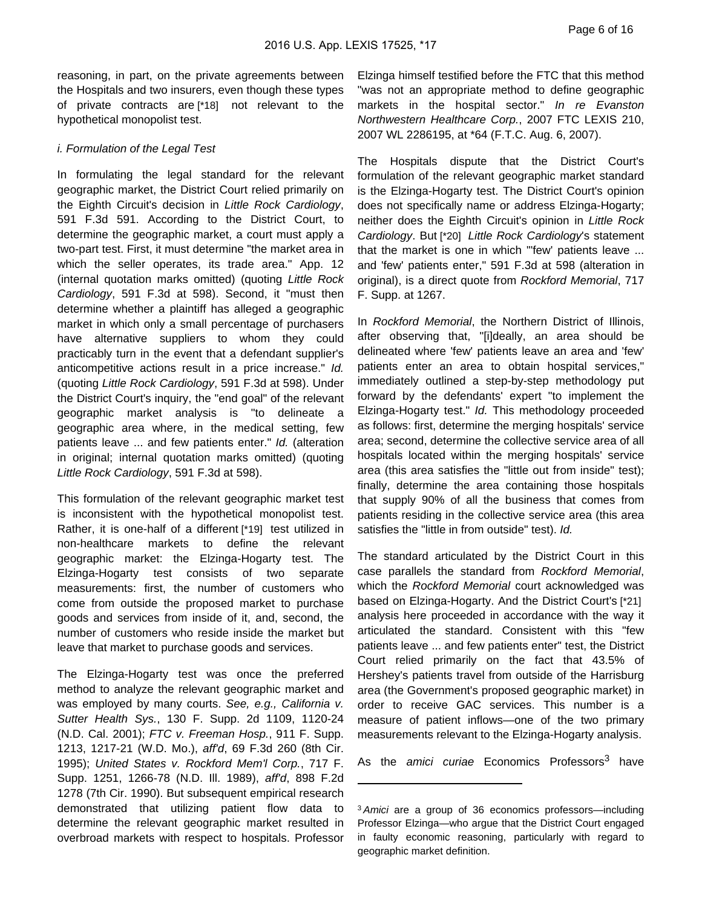reasoning, in part, on the private agreements between the Hospitals and two insurers, even though these types of private contracts are [*18] not relevant to the hypothetical monopolist test.

*i. Formulation of the Legal Test*

In formulating the legal standard for the relevant geographic market, the District Court relied primarily on the Eighth Circuit's decision in *Little Rock Cardiology*, 591 F.3d 591. According to the District Court, to determine the geographic market, a court must apply a two-part test. First, it must determine "the market area in which the seller operates, its trade area." App. 12 (internal quotation marks omitted) (quoting *Little Rock Cardiology*, 591 F.3d at 598). Second, it "must then determine whether a plaintiff has alleged a geographic market in which only a small percentage of purchasers have alternative suppliers to whom they could practicably turn in the event that a defendant supplier's anticompetitive actions result in a price increase." *Id.* (quoting *Little Rock Cardiology*, 591 F.3d at 598). Under the District Court's inquiry, the "end goal" of the relevant geographic market analysis is "to delineate a geographic area where, in the medical setting, few patients leave ... and few patients enter." *Id.* (alteration in original; internal quotation marks omitted) (quoting *Little Rock Cardiology*, 591 F.3d at 598).

This formulation of the relevant geographic market test is inconsistent with the hypothetical monopolist test. Rather, it is one-half of a different [*19] test utilized in non-healthcare markets to define the relevant geographic market: the Elzinga-Hogarty test. The Elzinga-Hogarty test consists of two separate measurements: first, the number of customers who come from outside the proposed market to purchase goods and services from inside of it, and, second, the number of customers who reside inside the market but leave that market to purchase goods and services.

The Elzinga-Hogarty test was once the preferred method to analyze the relevant geographic market and was employed by many courts. *See, e.g., California v. Sutter Health Sys.*, 130 F. Supp. 2d 1109, 1120-24 (N.D. Cal. 2001); *FTC v. Freeman Hosp.*, 911 F. Supp. 1213, 1217-21 (W.D. Mo.), *aff'd*, 69 F.3d 260 (8th Cir. 1995); *United States v. Rockford Mem'l Corp.*, 717 F. Supp. 1251, 1266-78 (N.D. Ill. 1989), *aff'd*, 898 F.2d 1278 (7th Cir. 1990). But subsequent empirical research demonstrated that utilizing patient flow data to determine the relevant geographic market resulted in overbroad markets with respect to hospitals. Professor Elzinga himself testified before the FTC that this method "was not an appropriate method to define geographic markets in the hospital sector." *In re Evanston Northwestern Healthcare Corp.*, 2007 FTC LEXIS 210, 2007 WL 2286195, at *64 (F.T.C. Aug. 6, 2007).

The Hospitals dispute that the District Court's formulation of the relevant geographic market standard is the Elzinga-Hogarty test. The District Court's opinion does not specifically name or address Elzinga-Hogarty; neither does the Eighth Circuit's opinion in *Little Rock Cardiology*. But [*20] *Little Rock Cardiology*'s statement that the market is one in which "'few' patients leave ... and 'few' patients enter," 591 F.3d at 598 (alteration in original), is a direct quote from *Rockford Memorial*, 717 F. Supp. at 1267.

In *Rockford Memorial*, the Northern District of Illinois, after observing that, "[i]deally, an area should be delineated where 'few' patients leave an area and 'few' patients enter an area to obtain hospital services," immediately outlined a step-by-step methodology put forward by the defendants' expert "to implement the Elzinga-Hogarty test." *Id.* This methodology proceeded as follows: first, determine the merging hospitals' service area; second, determine the collective service area of all hospitals located within the merging hospitals' service area (this area satisfies the "little out from inside" test); finally, determine the area containing those hospitals that supply 90% of all the business that comes from patients residing in the collective service area (this area satisfies the "little in from outside" test). *Id.*

The standard articulated by the District Court in this case parallels the standard from *Rockford Memorial*, which the *Rockford Memorial* court acknowledged was based on Elzinga-Hogarty. And the District Court's [*21] analysis here proceeded in accordance with the way it articulated the standard. Consistent with this "few patients leave ... and few patients enter" test, the District Court relied primarily on the fact that 43.5% of Hershey's patients travel from outside of the Harrisburg area (the Government's proposed geographic market) in order to receive GAC services. This number is a measure of patient inflows—one of the two primary measurements relevant to the Elzinga-Hogarty analysis.

As the *amici curiae* Economics Professors[3] have

---

[3] *Amici* are a group of 36 economics professors—including Professor Elzinga—who argue that the District Court engaged in faulty economic reasoning, particularly with regard to geographic market definition.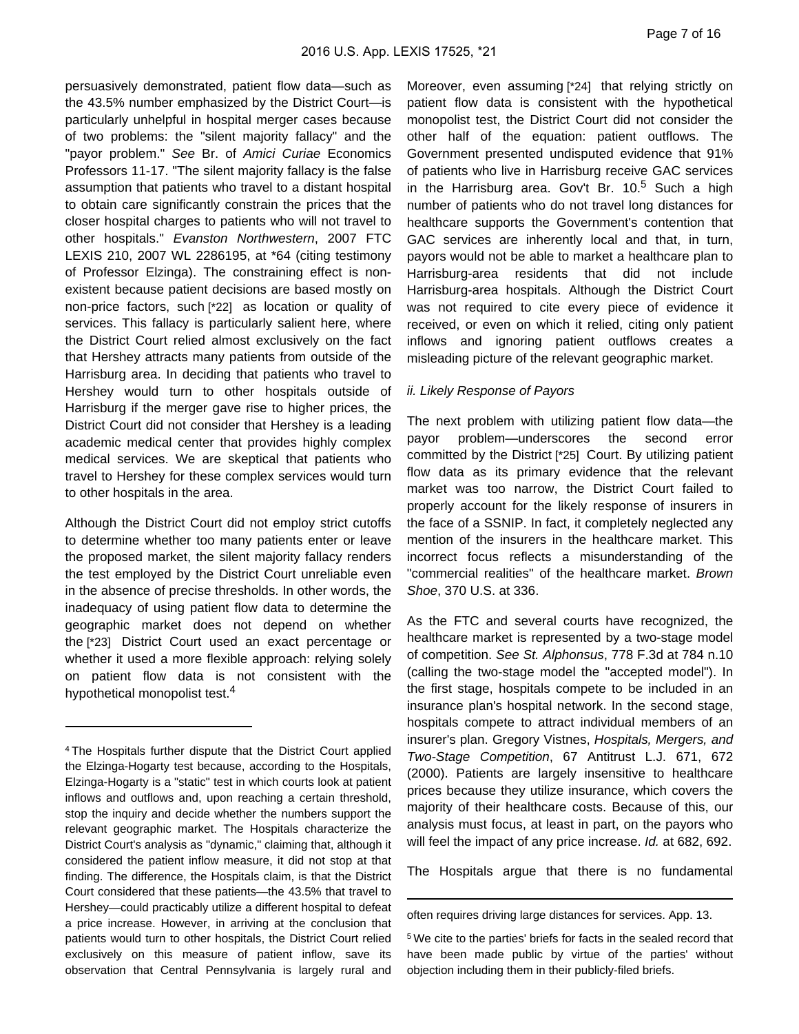persuasively demonstrated, patient flow data—such as the 43.5% number emphasized by the District Court—is particularly unhelpful in hospital merger cases because of two problems: the "silent majority fallacy" and the "payor problem." *See* Br. of *Amici Curiae* Economics Professors 11-17. "The silent majority fallacy is the false assumption that patients who travel to a distant hospital to obtain care significantly constrain the prices that the closer hospital charges to patients who will not travel to other hospitals." *Evanston Northwestern*, 2007 FTC LEXIS 210, 2007 WL 2286195, at *64 (citing testimony of Professor Elzinga). The constraining effect is non-existent because patient decisions are based mostly on non-price factors, such [*22] as location or quality of services. This fallacy is particularly salient here, where the District Court relied almost exclusively on the fact that Hershey attracts many patients from outside of the Harrisburg area. In deciding that patients who travel to Hershey would turn to other hospitals outside of Harrisburg if the merger gave rise to higher prices, the District Court did not consider that Hershey is a leading academic medical center that provides highly complex medical services. We are skeptical that patients who travel to Hershey for these complex services would turn to other hospitals in the area.

Although the District Court did not employ strict cutoffs to determine whether too many patients enter or leave the proposed market, the silent majority fallacy renders the test employed by the District Court unreliable even in the absence of precise thresholds. In other words, the inadequacy of using patient flow data to determine the geographic market does not depend on whether the [*23] District Court used an exact percentage or whether it used a more flexible approach: relying solely on patient flow data is not consistent with the hypothetical monopolist test.[4]

Moreover, even assuming [*24] that relying strictly on patient flow data is consistent with the hypothetical monopolist test, the District Court did not consider the other half of the equation: patient outflows. The Government presented undisputed evidence that 91% of patients who live in Harrisburg receive GAC services in the Harrisburg area. Gov't Br. 10.[5] Such a high number of patients who do not travel long distances for healthcare supports the Government's contention that GAC services are inherently local and that, in turn, payors would not be able to market a healthcare plan to Harrisburg-area residents that did not include Harrisburg-area hospitals. Although the District Court was not required to cite every piece of evidence it received, or even on which it relied, citing only patient inflows and ignoring patient outflows creates a misleading picture of the relevant geographic market.

*ii. Likely Response of Payors*

The next problem with utilizing patient flow data—the payor problem—underscores the second error committed by the District [*25] Court. By utilizing patient flow data as its primary evidence that the relevant market was too narrow, the District Court failed to properly account for the likely response of insurers in the face of a SSNIP. In fact, it completely neglected any mention of the insurers in the healthcare market. This incorrect focus reflects a misunderstanding of the "commercial realities" of the healthcare market. *Brown Shoe*, 370 U.S. at 336.

As the FTC and several courts have recognized, the healthcare market is represented by a two-stage model of competition. *See St. Alphonsus*, 778 F.3d at 784 n.10 (calling the two-stage model the "accepted model"). In the first stage, hospitals compete to be included in an insurance plan's hospital network. In the second stage, hospitals compete to attract individual members of an insurer's plan. Gregory Vistnes, *Hospitals, Mergers, and Two-Stage Competition*, 67 Antitrust L.J. 671, 672 (2000). Patients are largely insensitive to healthcare prices because they utilize insurance, which covers the majority of their healthcare costs. Because of this, our analysis must focus, at least in part, on the payors who will feel the impact of any price increase. *Id.* at 682, 692.

The Hospitals argue that there is no fundamental

---

[4] The Hospitals further dispute that the District Court applied the Elzinga-Hogarty test because, according to the Hospitals, Elzinga-Hogarty is a "static" test in which courts look at patient inflows and outflows and, upon reaching a certain threshold, stop the inquiry and decide whether the numbers support the relevant geographic market. The Hospitals characterize the District Court's analysis as "dynamic," claiming that, although it considered the patient inflow measure, it did not stop at that finding. The difference, the Hospitals claim, is that the District Court considered that these patients—the 43.5% that travel to Hershey—could practicably utilize a different hospital to defeat a price increase. However, in arriving at the conclusion that patients would turn to other hospitals, the District Court relied exclusively on this measure of patient inflow, save its observation that Central Pennsylvania is largely rural and often requires driving large distances for services. App. 13.

[5] We cite to the parties' briefs for facts in the sealed record that have been made public by virtue of the parties' without objection including them in their publicly-filed briefs.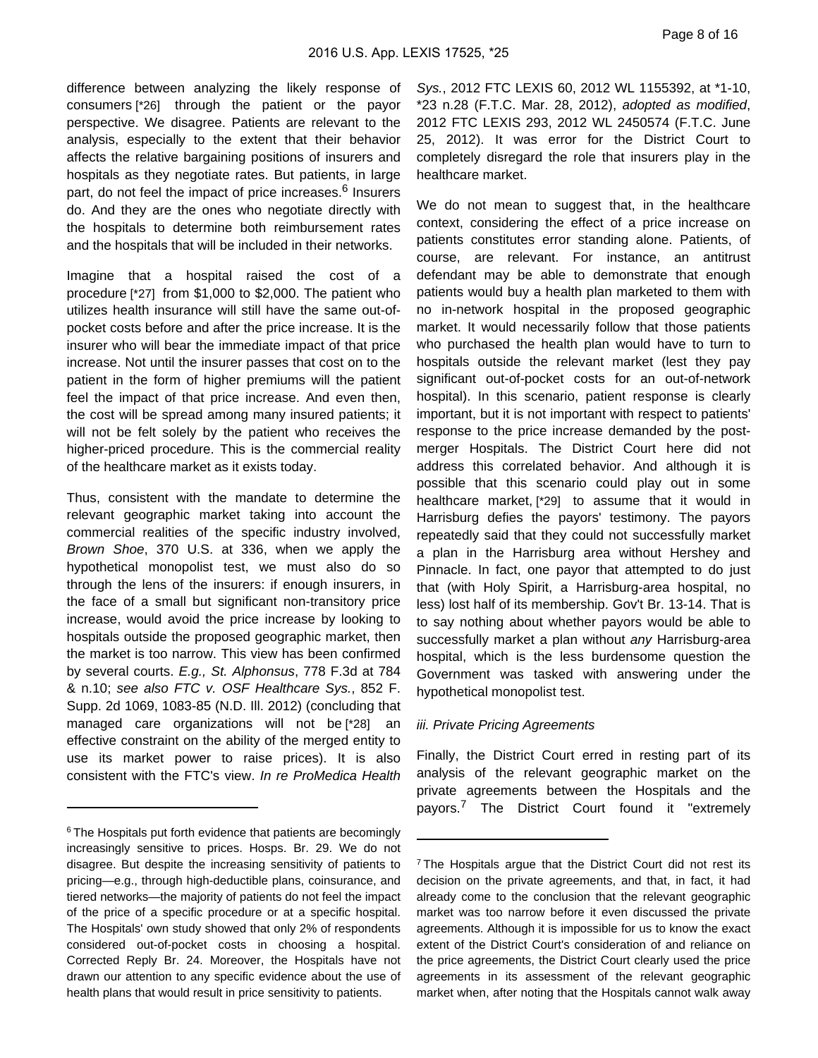difference between analyzing the likely response of consumers [*26] through the patient or the payor perspective. We disagree. Patients are relevant to the analysis, especially to the extent that their behavior affects the relative bargaining positions of insurers and hospitals as they negotiate rates. But patients, in large part, do not feel the impact of price increases.[6] Insurers do. And they are the ones who negotiate directly with the hospitals to determine both reimbursement rates and the hospitals that will be included in their networks.

Imagine that a hospital raised the cost of a procedure [*27] from $1,000 to $2,000. The patient who utilizes health insurance will still have the same out-of-pocket costs before and after the price increase. It is the insurer who will bear the immediate impact of that price increase. Not until the insurer passes that cost on to the patient in the form of higher premiums will the patient feel the impact of that price increase. And even then, the cost will be spread among many insured patients; it will not be felt solely by the patient who receives the higher-priced procedure. This is the commercial reality of the healthcare market as it exists today.

Thus, consistent with the mandate to determine the relevant geographic market taking into account the commercial realities of the specific industry involved, *Brown Shoe*, 370 U.S. at 336, when we apply the hypothetical monopolist test, we must also do so through the lens of the insurers: if enough insurers, in the face of a small but significant non-transitory price increase, would avoid the price increase by looking to hospitals outside the proposed geographic market, then the market is too narrow. This view has been confirmed by several courts. *E.g., St. Alphonsus*, 778 F.3d at 784 & n.10; *see also FTC v. OSF Healthcare Sys.*, 852 F. Supp. 2d 1069, 1083-85 (N.D. Ill. 2012) (concluding that managed care organizations will not be [*28] an effective constraint on the ability of the merged entity to use its market power to raise prices). It is also consistent with the FTC's view. *In re ProMedica Health Sys.*, 2012 FTC LEXIS 60, 2012 WL 1155392, at *1-10, *23 n.28 (F.T.C. Mar. 28, 2012), *adopted as modified*, 2012 FTC LEXIS 293, 2012 WL 2450574 (F.T.C. June 25, 2012). It was error for the District Court to completely disregard the role that insurers play in the healthcare market.

We do not mean to suggest that, in the healthcare context, considering the effect of a price increase on patients constitutes error standing alone. Patients, of course, are relevant. For instance, an antitrust defendant may be able to demonstrate that enough patients would buy a health plan marketed to them with no in-network hospital in the proposed geographic market. It would necessarily follow that those patients who purchased the health plan would have to turn to hospitals outside the relevant market (lest they pay significant out-of-pocket costs for an out-of-network hospital). In this scenario, patient response is clearly important, but it is not important with respect to patients' response to the price increase demanded by the post-merger Hospitals. The District Court here did not address this correlated behavior. And although it is possible that this scenario could play out in some healthcare market, [*29] to assume that it would in Harrisburg defies the payors' testimony. The payors repeatedly said that they could not successfully market a plan in the Harrisburg area without Hershey and Pinnacle. In fact, one payor that attempted to do just that (with Holy Spirit, a Harrisburg-area hospital, no less) lost half of its membership. Gov't Br. 13-14. That is to say nothing about whether payors would be able to successfully market a plan without *any* Harrisburg-area hospital, which is the less burdensome question the Government was tasked with answering under the hypothetical monopolist test.

*iii. Private Pricing Agreements*

Finally, the District Court erred in resting part of its analysis of the relevant geographic market on the private agreements between the Hospitals and the payors.[7] The District Court found it "extremely

---

[6] The Hospitals put forth evidence that patients are becomingly increasingly sensitive to prices. Hosps. Br. 29. We do not disagree. But despite the increasing sensitivity of patients to pricing—e.g., through high-deductible plans, coinsurance, and tiered networks—the majority of patients do not feel the impact of the price of a specific procedure or at a specific hospital. The Hospitals' own study showed that only 2% of respondents considered out-of-pocket costs in choosing a hospital. Corrected Reply Br. 24. Moreover, the Hospitals have not drawn our attention to any specific evidence about the use of health plans that would result in price sensitivity to patients.

[7] The Hospitals argue that the District Court did not rest its decision on the private agreements, and that, in fact, it had already come to the conclusion that the relevant geographic market was too narrow before it even discussed the private agreements. Although it is impossible for us to know the exact extent of the District Court's consideration of and reliance on the price agreements, the District Court clearly used the price agreements in its assessment of the relevant geographic market when, after noting that the Hospitals cannot walk away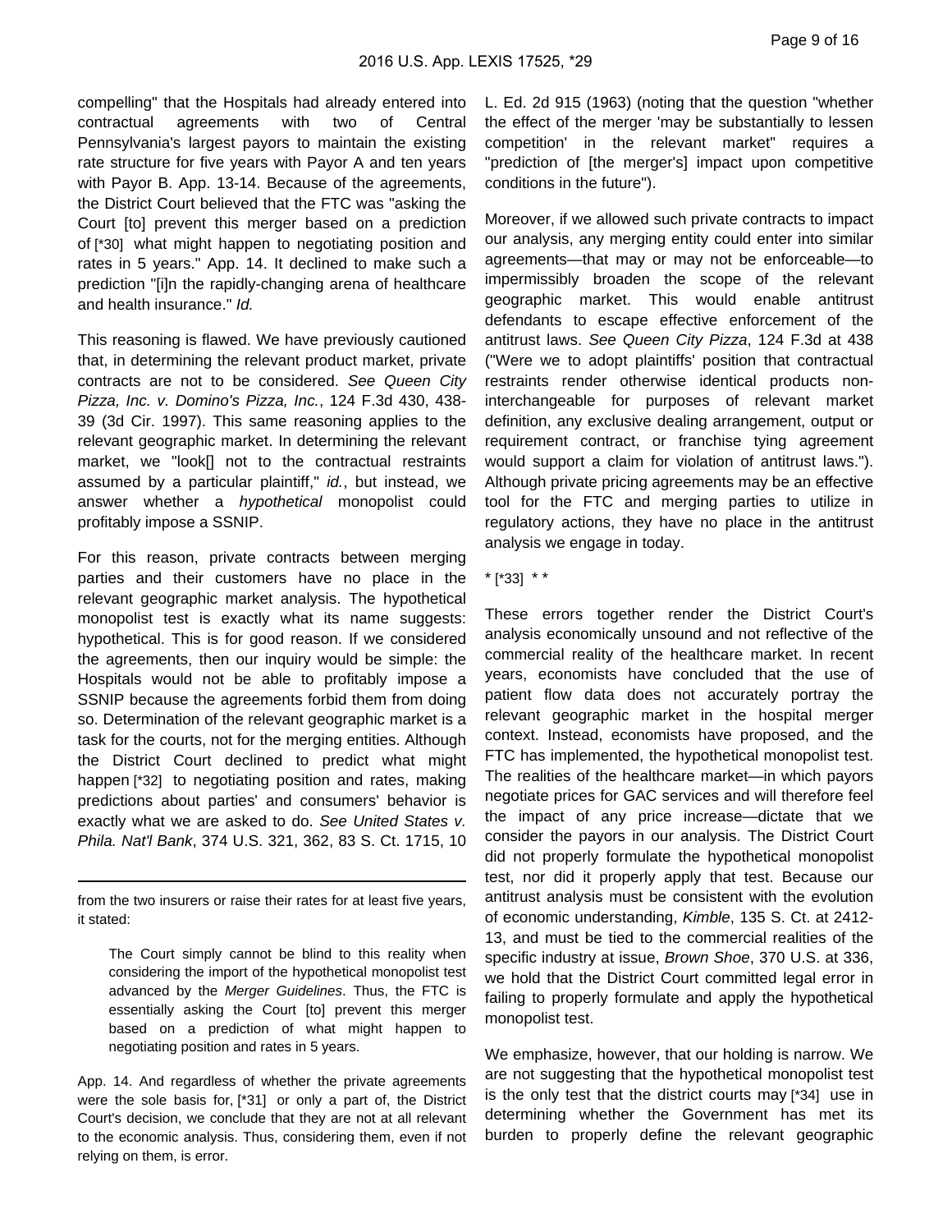compelling" that the Hospitals had already entered into contractual agreements with two of Central Pennsylvania's largest payors to maintain the existing rate structure for five years with Payor A and ten years with Payor B. App. 13-14. Because of the agreements, the District Court believed that the FTC was "asking the Court [to] prevent this merger based on a prediction of [*30] what might happen to negotiating position and rates in 5 years." App. 14. It declined to make such a prediction "[i]n the rapidly-changing arena of healthcare and health insurance." *Id.*

This reasoning is flawed. We have previously cautioned that, in determining the relevant product market, private contracts are not to be considered. *See Queen City Pizza, Inc. v. Domino's Pizza, Inc.*, 124 F.3d 430, 438-39 (3d Cir. 1997). This same reasoning applies to the relevant geographic market. In determining the relevant market, we "look[] not to the contractual restraints assumed by a particular plaintiff," *id.*, but instead, we answer whether a *hypothetical* monopolist could profitably impose a SSNIP.

For this reason, private contracts between merging parties and their customers have no place in the relevant geographic market analysis. The hypothetical monopolist test is exactly what its name suggests: hypothetical. This is for good reason. If we considered the agreements, then our inquiry would be simple: the Hospitals would not be able to profitably impose a SSNIP because the agreements forbid them from doing so. Determination of the relevant geographic market is a task for the courts, not for the merging entities. Although the District Court declined to predict what might happen [*32] to negotiating position and rates, making predictions about parties' and consumers' behavior is exactly what we are asked to do. *See United States v. Phila. Nat'l Bank*, 374 U.S. 321, 362, 83 S. Ct. 1715, 10 L. Ed. 2d 915 (1963) (noting that the question "whether the effect of the merger 'may be substantially to lessen competition' in the relevant market" requires a "prediction of [the merger's] impact upon competitive conditions in the future").

Moreover, if we allowed such private contracts to impact our analysis, any merging entity could enter into similar agreements—that may or may not be enforceable—to impermissibly broaden the scope of the relevant geographic market. This would enable antitrust defendants to escape effective enforcement of the antitrust laws. *See Queen City Pizza*, 124 F.3d at 438 ("Were we to adopt plaintiffs' position that contractual restraints render otherwise identical products non-interchangeable for purposes of relevant market definition, any exclusive dealing arrangement, output or requirement contract, or franchise tying agreement would support a claim for violation of antitrust laws."). Although private pricing agreements may be an effective tool for the FTC and merging parties to utilize in regulatory actions, they have no place in the antitrust analysis we engage in today.

* [*33] * *

These errors together render the District Court's analysis economically unsound and not reflective of the commercial reality of the healthcare market. In recent years, economists have concluded that the use of patient flow data does not accurately portray the relevant geographic market in the hospital merger context. Instead, economists have proposed, and the FTC has implemented, the hypothetical monopolist test. The realities of the healthcare market—in which payors negotiate prices for GAC services and will therefore feel the impact of any price increase—dictate that we consider the payors in our analysis. The District Court did not properly formulate the hypothetical monopolist test, nor did it properly apply that test. Because our antitrust analysis must be consistent with the evolution of economic understanding, *Kimble*, 135 S. Ct. at 2412-13, and must be tied to the commercial realities of the specific industry at issue, *Brown Shoe*, 370 U.S. at 336, we hold that the District Court committed legal error in failing to properly formulate and apply the hypothetical monopolist test.

We emphasize, however, that our holding is narrow. We are not suggesting that the hypothetical monopolist test is the only test that the district courts may [*34] use in determining whether the Government has met its burden to properly define the relevant geographic

---

from the two insurers or raise their rates for at least five years, it stated:

> The Court simply cannot be blind to this reality when considering the import of the hypothetical monopolist test advanced by the *Merger Guidelines*. Thus, the FTC is essentially asking the Court [to] prevent this merger based on a prediction of what might happen to negotiating position and rates in 5 years.

App. 14. And regardless of whether the private agreements were the sole basis for, [*31] or only a part of, the District Court's decision, we conclude that they are not at all relevant to the economic analysis. Thus, considering them, even if not relying on them, is error.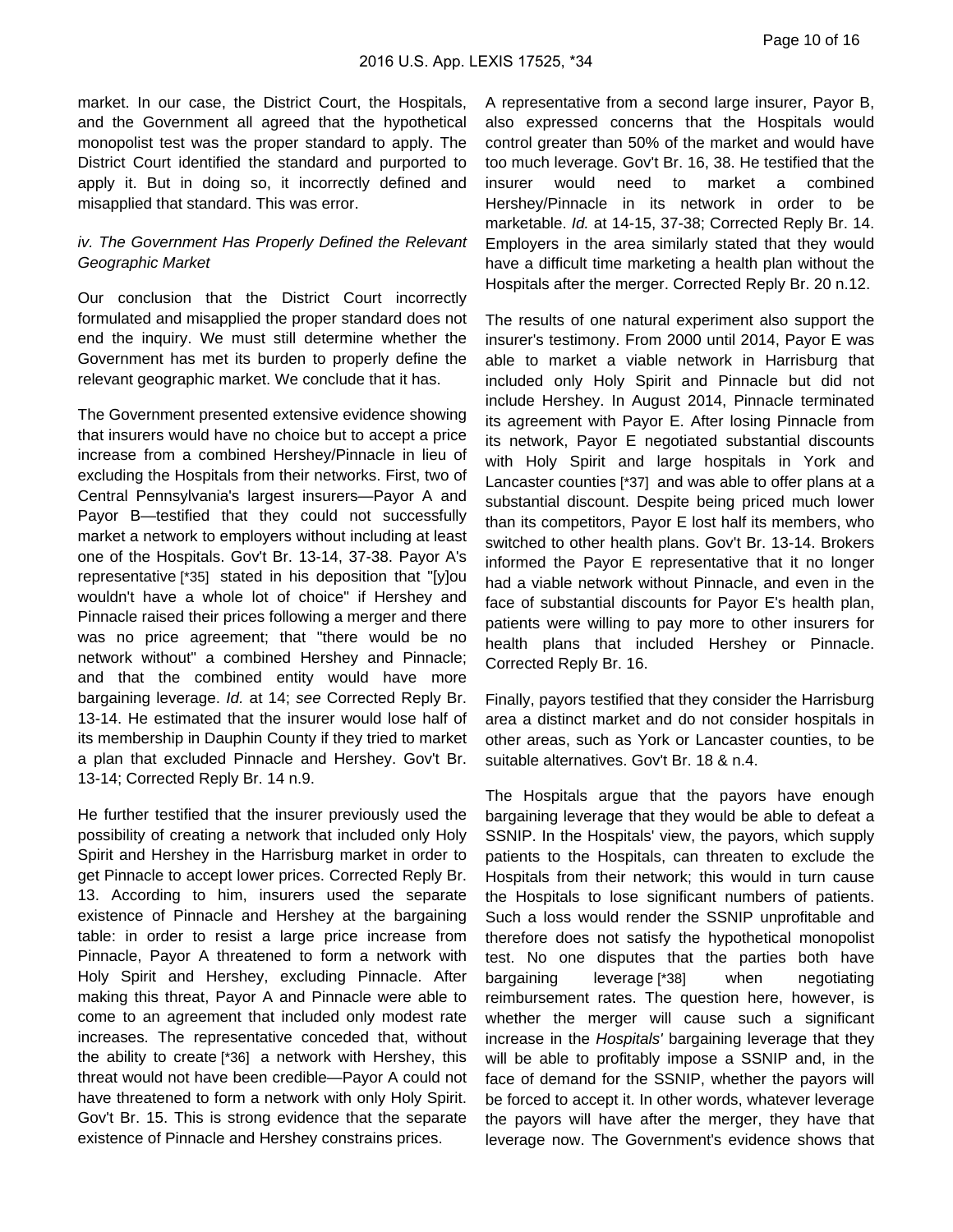market. In our case, the District Court, the Hospitals, and the Government all agreed that the hypothetical monopolist test was the proper standard to apply. The District Court identified the standard and purported to apply it. But in doing so, it incorrectly defined and misapplied that standard. This was error.

*iv. The Government Has Properly Defined the Relevant Geographic Market*

Our conclusion that the District Court incorrectly formulated and misapplied the proper standard does not end the inquiry. We must still determine whether the Government has met its burden to properly define the relevant geographic market. We conclude that it has.

The Government presented extensive evidence showing that insurers would have no choice but to accept a price increase from a combined Hershey/Pinnacle in lieu of excluding the Hospitals from their networks. First, two of Central Pennsylvania's largest insurers—Payor A and Payor B—testified that they could not successfully market a network to employers without including at least one of the Hospitals. Gov't Br. 13-14, 37-38. Payor A's representative [*35] stated in his deposition that "[y]ou wouldn't have a whole lot of choice" if Hershey and Pinnacle raised their prices following a merger and there was no price agreement; that "there would be no network without" a combined Hershey and Pinnacle; and that the combined entity would have more bargaining leverage. *Id.* at 14; *see* Corrected Reply Br. 13-14. He estimated that the insurer would lose half of its membership in Dauphin County if they tried to market a plan that excluded Pinnacle and Hershey. Gov't Br. 13-14; Corrected Reply Br. 14 n.9.

He further testified that the insurer previously used the possibility of creating a network that included only Holy Spirit and Hershey in the Harrisburg market in order to get Pinnacle to accept lower prices. Corrected Reply Br. 13. According to him, insurers used the separate existence of Pinnacle and Hershey at the bargaining table: in order to resist a large price increase from Pinnacle, Payor A threatened to form a network with Holy Spirit and Hershey, excluding Pinnacle. After making this threat, Payor A and Pinnacle were able to come to an agreement that included only modest rate increases. The representative conceded that, without the ability to create [*36] a network with Hershey, this threat would not have been credible—Payor A could not have threatened to form a network with only Holy Spirit. Gov't Br. 15. This is strong evidence that the separate existence of Pinnacle and Hershey constrains prices.

A representative from a second large insurer, Payor B, also expressed concerns that the Hospitals would control greater than 50% of the market and would have too much leverage. Gov't Br. 16, 38. He testified that the insurer would need to market a combined Hershey/Pinnacle in its network in order to be marketable. *Id.* at 14-15, 37-38; Corrected Reply Br. 14. Employers in the area similarly stated that they would have a difficult time marketing a health plan without the Hospitals after the merger. Corrected Reply Br. 20 n.12.

The results of one natural experiment also support the insurer's testimony. From 2000 until 2014, Payor E was able to market a viable network in Harrisburg that included only Holy Spirit and Pinnacle but did not include Hershey. In August 2014, Pinnacle terminated its agreement with Payor E. After losing Pinnacle from its network, Payor E negotiated substantial discounts with Holy Spirit and large hospitals in York and Lancaster counties [*37] and was able to offer plans at a substantial discount. Despite being priced much lower than its competitors, Payor E lost half its members, who switched to other health plans. Gov't Br. 13-14. Brokers informed the Payor E representative that it no longer had a viable network without Pinnacle, and even in the face of substantial discounts for Payor E's health plan, patients were willing to pay more to other insurers for health plans that included Hershey or Pinnacle. Corrected Reply Br. 16.

Finally, payors testified that they consider the Harrisburg area a distinct market and do not consider hospitals in other areas, such as York or Lancaster counties, to be suitable alternatives. Gov't Br. 18 & n.4.

The Hospitals argue that the payors have enough bargaining leverage that they would be able to defeat a SSNIP. In the Hospitals' view, the payors, which supply patients to the Hospitals, can threaten to exclude the Hospitals from their network; this would in turn cause the Hospitals to lose significant numbers of patients. Such a loss would render the SSNIP unprofitable and therefore does not satisfy the hypothetical monopolist test. No one disputes that the parties both have bargaining leverage [*38] when negotiating reimbursement rates. The question here, however, is whether the merger will cause such a significant increase in the *Hospitals'* bargaining leverage that they will be able to profitably impose a SSNIP and, in the face of demand for the SSNIP, whether the payors will be forced to accept it. In other words, whatever leverage the payors will have after the merger, they have that leverage now. The Government's evidence shows that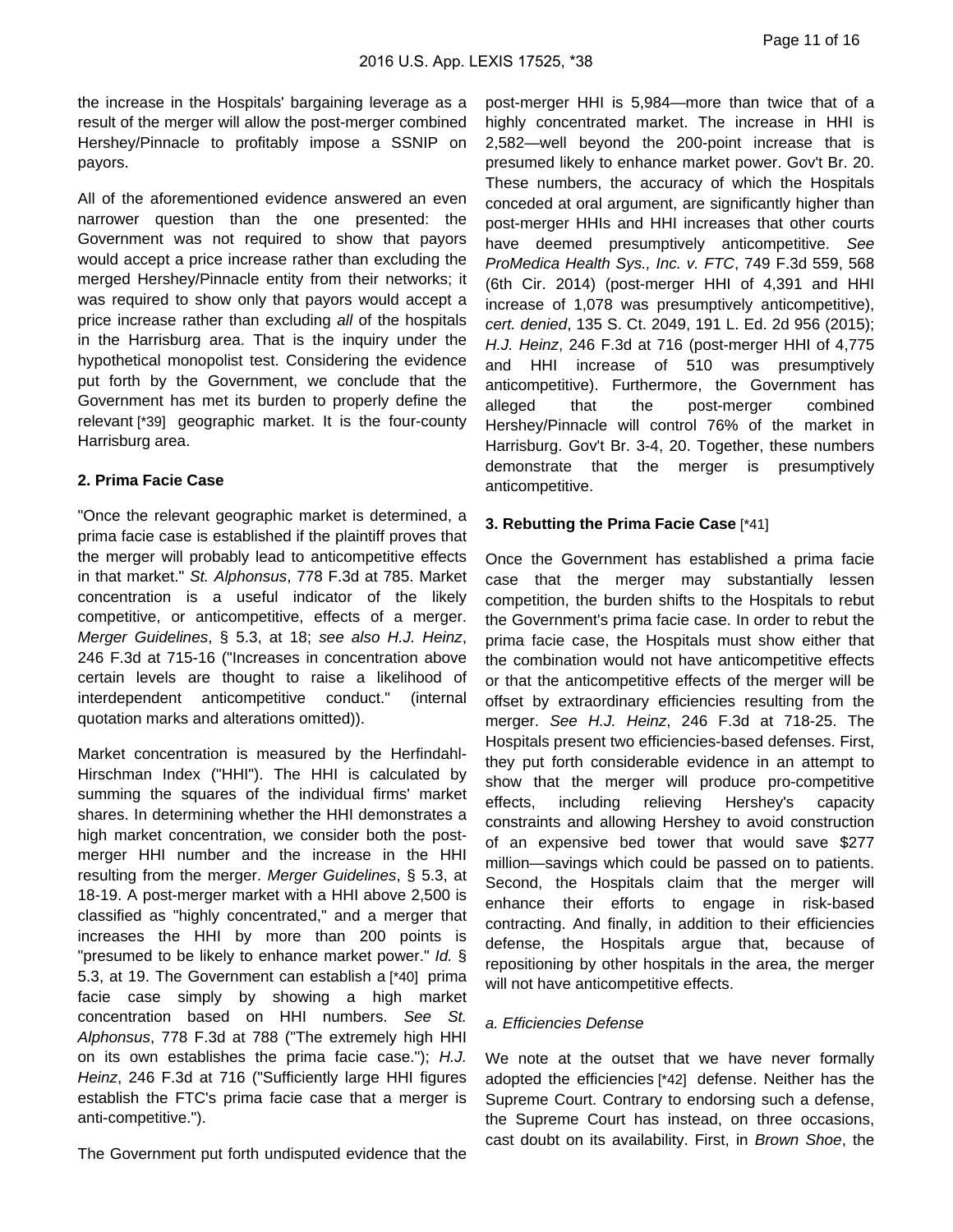the increase in the Hospitals' bargaining leverage as a result of the merger will allow the post-merger combined Hershey/Pinnacle to profitably impose a SSNIP on payors.

All of the aforementioned evidence answered an even narrower question than the one presented: the Government was not required to show that payors would accept a price increase rather than excluding the merged Hershey/Pinnacle entity from their networks; it was required to show only that payors would accept a price increase rather than excluding *all* of the hospitals in the Harrisburg area. That is the inquiry under the hypothetical monopolist test. Considering the evidence put forth by the Government, we conclude that the Government has met its burden to properly define the relevant [*39] geographic market. It is the four-county Harrisburg area.

**2. Prima Facie Case**

"Once the relevant geographic market is determined, a prima facie case is established if the plaintiff proves that the merger will probably lead to anticompetitive effects in that market." *St. Alphonsus*, 778 F.3d at 785. Market concentration is a useful indicator of the likely competitive, or anticompetitive, effects of a merger. *Merger Guidelines*, § 5.3, at 18; *see also H.J. Heinz*, 246 F.3d at 715-16 ("Increases in concentration above certain levels are thought to raise a likelihood of interdependent anticompetitive conduct." (internal quotation marks and alterations omitted)).

Market concentration is measured by the Herfindahl-Hirschman Index ("HHI"). The HHI is calculated by summing the squares of the individual firms' market shares. In determining whether the HHI demonstrates a high market concentration, we consider both the post-merger HHI number and the increase in the HHI resulting from the merger. *Merger Guidelines*, § 5.3, at 18-19. A post-merger market with a HHI above 2,500 is classified as "highly concentrated," and a merger that increases the HHI by more than 200 points is "presumed to be likely to enhance market power." *Id.* § 5.3, at 19. The Government can establish a [*40] prima facie case simply by showing a high market concentration based on HHI numbers. *See St. Alphonsus*, 778 F.3d at 788 ("The extremely high HHI on its own establishes the prima facie case."); *H.J. Heinz*, 246 F.3d at 716 ("Sufficiently large HHI figures establish the FTC's prima facie case that a merger is anti-competitive.").

The Government put forth undisputed evidence that the post-merger HHI is 5,984—more than twice that of a highly concentrated market. The increase in HHI is 2,582—well beyond the 200-point increase that is presumed likely to enhance market power. Gov't Br. 20. These numbers, the accuracy of which the Hospitals conceded at oral argument, are significantly higher than post-merger HHIs and HHI increases that other courts have deemed presumptively anticompetitive. *See ProMedica Health Sys., Inc. v. FTC*, 749 F.3d 559, 568 (6th Cir. 2014) (post-merger HHI of 4,391 and HHI increase of 1,078 was presumptively anticompetitive), *cert. denied*, 135 S. Ct. 2049, 191 L. Ed. 2d 956 (2015); *H.J. Heinz*, 246 F.3d at 716 (post-merger HHI of 4,775 and HHI increase of 510 was presumptively anticompetitive). Furthermore, the Government has alleged that the post-merger combined Hershey/Pinnacle will control 76% of the market in Harrisburg. Gov't Br. 3-4, 20. Together, these numbers demonstrate that the merger is presumptively anticompetitive.

**3. Rebutting the Prima Facie Case** [*41]

Once the Government has established a prima facie case that the merger may substantially lessen competition, the burden shifts to the Hospitals to rebut the Government's prima facie case. In order to rebut the prima facie case, the Hospitals must show either that the combination would not have anticompetitive effects or that the anticompetitive effects of the merger will be offset by extraordinary efficiencies resulting from the merger. *See H.J. Heinz*, 246 F.3d at 718-25. The Hospitals present two efficiencies-based defenses. First, they put forth considerable evidence in an attempt to show that the merger will produce pro-competitive effects, including relieving Hershey's capacity constraints and allowing Hershey to avoid construction of an expensive bed tower that would save $277 million—savings which could be passed on to patients. Second, the Hospitals claim that the merger will enhance their efforts to engage in risk-based contracting. And finally, in addition to their efficiencies defense, the Hospitals argue that, because of repositioning by other hospitals in the area, the merger will not have anticompetitive effects.

*a. Efficiencies Defense*

We note at the outset that we have never formally adopted the efficiencies [*42] defense. Neither has the Supreme Court. Contrary to endorsing such a defense, the Supreme Court has instead, on three occasions, cast doubt on its availability. First, in *Brown Shoe*, the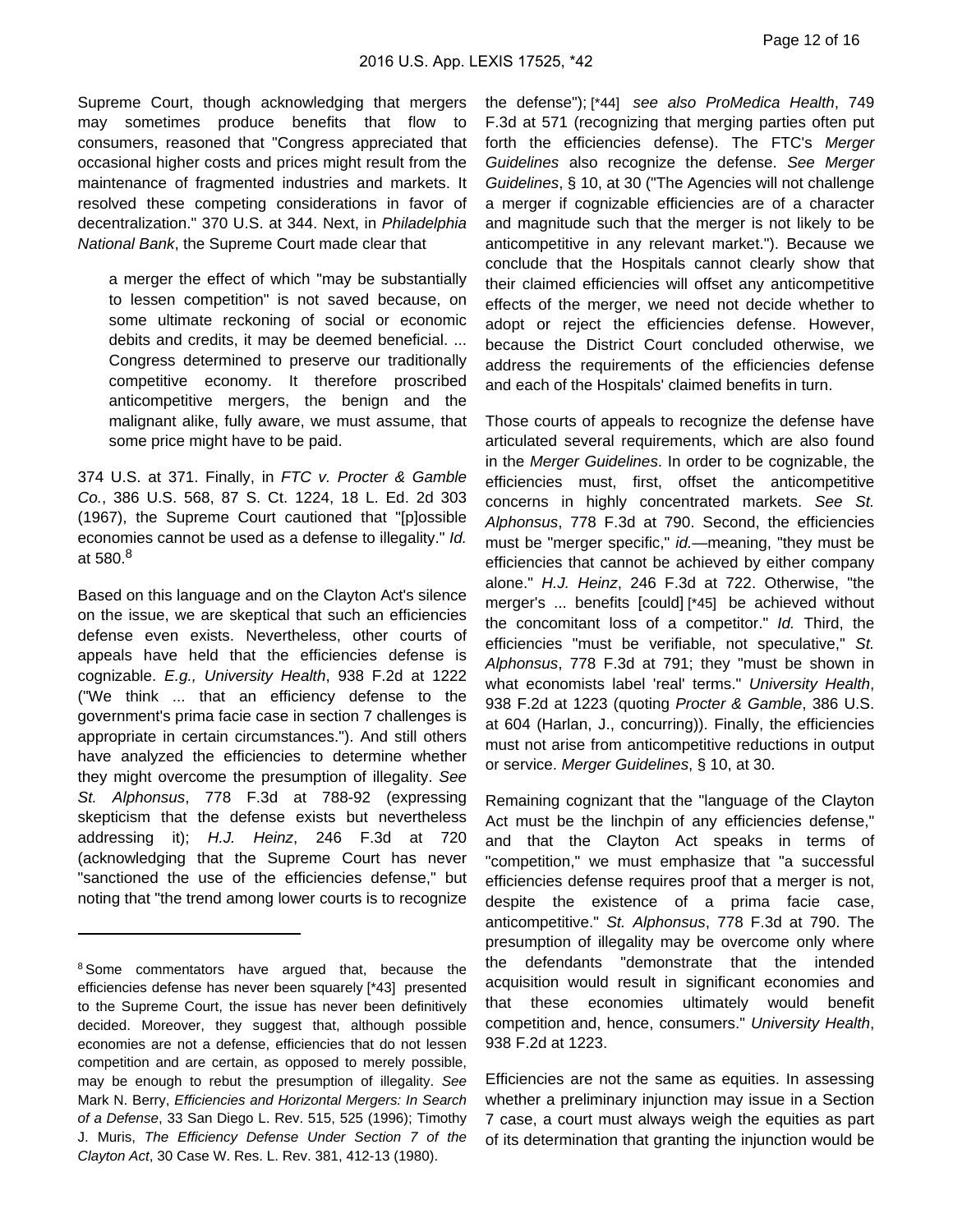Supreme Court, though acknowledging that mergers may sometimes produce benefits that flow to consumers, reasoned that "Congress appreciated that occasional higher costs and prices might result from the maintenance of fragmented industries and markets. It resolved these competing considerations in favor of decentralization." 370 U.S. at 344. Next, in *Philadelphia National Bank*, the Supreme Court made clear that

> a merger the effect of which "may be substantially to lessen competition" is not saved because, on some ultimate reckoning of social or economic debits and credits, it may be deemed beneficial. ... Congress determined to preserve our traditionally competitive economy. It therefore proscribed anticompetitive mergers, the benign and the malignant alike, fully aware, we must assume, that some price might have to be paid.

374 U.S. at 371. Finally, in *FTC v. Procter & Gamble Co.*, 386 U.S. 568, 87 S. Ct. 1224, 18 L. Ed. 2d 303 (1967), the Supreme Court cautioned that "[p]ossible economies cannot be used as a defense to illegality." *Id.* at 580.[8]

Based on this language and on the Clayton Act's silence on the issue, we are skeptical that such an efficiencies defense even exists. Nevertheless, other courts of appeals have held that the efficiencies defense is cognizable. *E.g., University Health*, 938 F.2d at 1222 ("We think ... that an efficiency defense to the government's prima facie case in section 7 challenges is appropriate in certain circumstances."). And still others have analyzed the efficiencies to determine whether they might overcome the presumption of illegality. *See St. Alphonsus*, 778 F.3d at 788-92 (expressing skepticism that the defense exists but nevertheless addressing it); *H.J. Heinz*, 246 F.3d at 720 (acknowledging that the Supreme Court has never "sanctioned the use of the efficiencies defense," but noting that "the trend among lower courts is to recognize the defense"); [*44] *see also ProMedica Health*, 749 F.3d at 571 (recognizing that merging parties often put forth the efficiencies defense). The FTC's *Merger Guidelines* also recognize the defense. *See Merger Guidelines*, § 10, at 30 ("The Agencies will not challenge a merger if cognizable efficiencies are of a character and magnitude such that the merger is not likely to be anticompetitive in any relevant market."). Because we conclude that the Hospitals cannot clearly show that their claimed efficiencies will offset any anticompetitive effects of the merger, we need not decide whether to adopt or reject the efficiencies defense. However, because the District Court concluded otherwise, we address the requirements of the efficiencies defense and each of the Hospitals' claimed benefits in turn.

Those courts of appeals to recognize the defense have articulated several requirements, which are also found in the *Merger Guidelines*. In order to be cognizable, the efficiencies must, first, offset the anticompetitive concerns in highly concentrated markets. *See St. Alphonsus*, 778 F.3d at 790. Second, the efficiencies must be "merger specific," *id.*—meaning, "they must be efficiencies that cannot be achieved by either company alone." *H.J. Heinz*, 246 F.3d at 722. Otherwise, "the merger's ... benefits [could] [*45] be achieved without the concomitant loss of a competitor." *Id.* Third, the efficiencies "must be verifiable, not speculative," *St. Alphonsus*, 778 F.3d at 791; they "must be shown in what economists label 'real' terms." *University Health*, 938 F.2d at 1223 (quoting *Procter & Gamble*, 386 U.S. at 604 (Harlan, J., concurring)). Finally, the efficiencies must not arise from anticompetitive reductions in output or service. *Merger Guidelines*, § 10, at 30.

Remaining cognizant that the "language of the Clayton Act must be the linchpin of any efficiencies defense," and that the Clayton Act speaks in terms of "competition," we must emphasize that "a successful efficiencies defense requires proof that a merger is not, despite the existence of a prima facie case, anticompetitive." *St. Alphonsus*, 778 F.3d at 790. The presumption of illegality may be overcome only where the defendants "demonstrate that the intended acquisition would result in significant economies and that these economies ultimately would benefit competition and, hence, consumers." *University Health*, 938 F.2d at 1223.

Efficiencies are not the same as equities. In assessing whether a preliminary injunction may issue in a Section 7 case, a court must always weigh the equities as part of its determination that granting the injunction would be

---

[8] Some commentators have argued that, because the efficiencies defense has never been squarely [*43] presented to the Supreme Court, the issue has never been definitively decided. Moreover, they suggest that, although possible economies are not a defense, efficiencies that do not lessen competition and are certain, as opposed to merely possible, may be enough to rebut the presumption of illegality. *See* Mark N. Berry, *Efficiencies and Horizontal Mergers: In Search of a Defense*, 33 San Diego L. Rev. 515, 525 (1996); Timothy J. Muris, *The Efficiency Defense Under Section 7 of the Clayton Act*, 30 Case W. Res. L. Rev. 381, 412-13 (1980).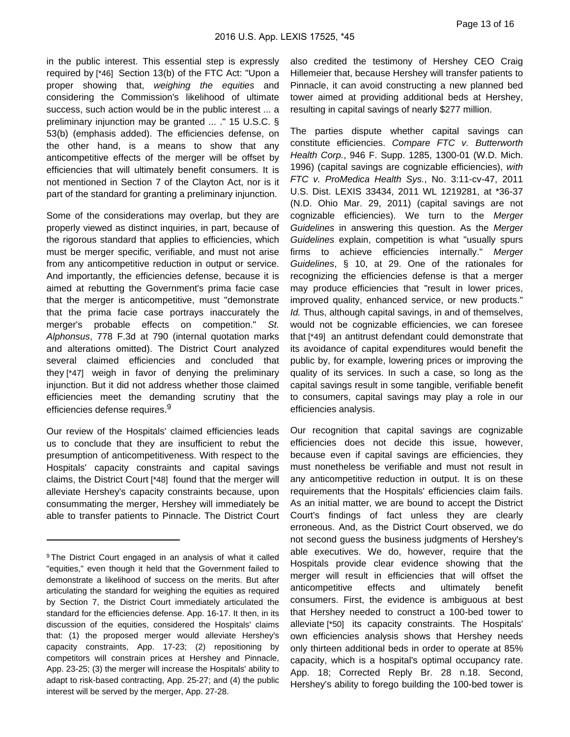in the public interest. This essential step is expressly required by [*46] Section 13(b) of the FTC Act: "Upon a proper showing that, *weighing the equities* and considering the Commission's likelihood of ultimate success, such action would be in the public interest ... a preliminary injunction may be granted ... ." 15 U.S.C. § 53(b) (emphasis added). The efficiencies defense, on the other hand, is a means to show that any anticompetitive effects of the merger will be offset by efficiencies that will ultimately benefit consumers. It is not mentioned in Section 7 of the Clayton Act, nor is it part of the standard for granting a preliminary injunction.

Some of the considerations may overlap, but they are properly viewed as distinct inquiries, in part, because of the rigorous standard that applies to efficiencies, which must be merger specific, verifiable, and must not arise from any anticompetitive reduction in output or service. And importantly, the efficiencies defense, because it is aimed at rebutting the Government's prima facie case that the merger is anticompetitive, must "demonstrate that the prima facie case portrays inaccurately the merger's probable effects on competition." *St. Alphonsus*, 778 F.3d at 790 (internal quotation marks and alterations omitted). The District Court analyzed several claimed efficiencies and concluded that they [*47] weigh in favor of denying the preliminary injunction. But it did not address whether those claimed efficiencies meet the demanding scrutiny that the efficiencies defense requires.[9]

Our review of the Hospitals' claimed efficiencies leads us to conclude that they are insufficient to rebut the presumption of anticompetitiveness. With respect to the Hospitals' capacity constraints and capital savings claims, the District Court [*48] found that the merger will alleviate Hershey's capacity constraints because, upon consummating the merger, Hershey will immediately be able to transfer patients to Pinnacle. The District Court also credited the testimony of Hershey CEO Craig Hillemeier that, because Hershey will transfer patients to Pinnacle, it can avoid constructing a new planned bed tower aimed at providing additional beds at Hershey, resulting in capital savings of nearly $277 million.

The parties dispute whether capital savings can constitute efficiencies. *Compare FTC v. Butterworth Health Corp.*, 946 F. Supp. 1285, 1300-01 (W.D. Mich. 1996) (capital savings are cognizable efficiencies), *with FTC v. ProMedica Health Sys.*, No. 3:11-cv-47, 2011 U.S. Dist. LEXIS 33434, 2011 WL 1219281, at *36-37 (N.D. Ohio Mar. 29, 2011) (capital savings are not cognizable efficiencies). We turn to the *Merger Guidelines* in answering this question. As the *Merger Guidelines* explain, competition is what "usually spurs firms to achieve efficiencies internally." *Merger Guidelines*, § 10, at 29. One of the rationales for recognizing the efficiencies defense is that a merger may produce efficiencies that "result in lower prices, improved quality, enhanced service, or new products." *Id.* Thus, although capital savings, in and of themselves, would not be cognizable efficiencies, we can foresee that [*49] an antitrust defendant could demonstrate that its avoidance of capital expenditures would benefit the public by, for example, lowering prices or improving the quality of its services. In such a case, so long as the capital savings result in some tangible, verifiable benefit to consumers, capital savings may play a role in our efficiencies analysis.

Our recognition that capital savings are cognizable efficiencies does not decide this issue, however, because even if capital savings are efficiencies, they must nonetheless be verifiable and must not result in any anticompetitive reduction in output. It is on these requirements that the Hospitals' efficiencies claim fails. As an initial matter, we are bound to accept the District Court's findings of fact unless they are clearly erroneous. And, as the District Court observed, we do not second guess the business judgments of Hershey's able executives. We do, however, require that the Hospitals provide clear evidence showing that the merger will result in efficiencies that will offset the anticompetitive effects and ultimately benefit consumers. First, the evidence is ambiguous at best that Hershey needed to construct a 100-bed tower to alleviate [*50] its capacity constraints. The Hospitals' own efficiencies analysis shows that Hershey needs only thirteen additional beds in order to operate at 85% capacity, which is a hospital's optimal occupancy rate. App. 18; Corrected Reply Br. 28 n.18. Second, Hershey's ability to forego building the 100-bed tower is

---

[9] The District Court engaged in an analysis of what it called "equities," even though it held that the Government failed to demonstrate a likelihood of success on the merits. But after articulating the standard for weighing the equities as required by Section 7, the District Court immediately articulated the standard for the efficiencies defense. App. 16-17. It then, in its discussion of the equities, considered the Hospitals' claims that: (1) the proposed merger would alleviate Hershey's capacity constraints, App. 17-23; (2) repositioning by competitors will constrain prices at Hershey and Pinnacle, App. 23-25; (3) the merger will increase the Hospitals' ability to adapt to risk-based contracting, App. 25-27; and (4) the public interest will be served by the merger, App. 27-28.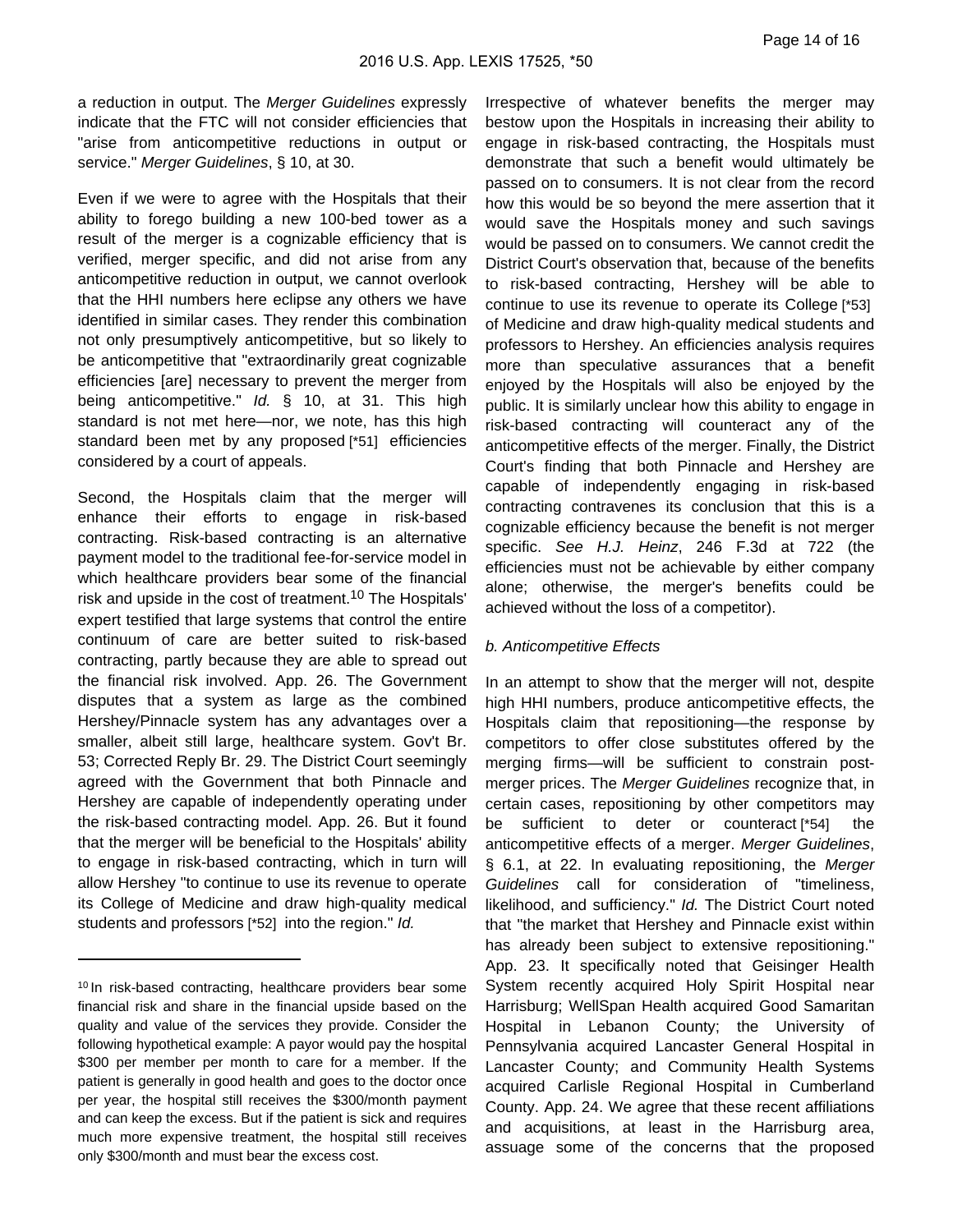a reduction in output. The *Merger Guidelines* expressly indicate that the FTC will not consider efficiencies that "arise from anticompetitive reductions in output or service." *Merger Guidelines*, § 10, at 30.

Even if we were to agree with the Hospitals that their ability to forego building a new 100-bed tower as a result of the merger is a cognizable efficiency that is verified, merger specific, and did not arise from any anticompetitive reduction in output, we cannot overlook that the HHI numbers here eclipse any others we have identified in similar cases. They render this combination not only presumptively anticompetitive, but so likely to be anticompetitive that "extraordinarily great cognizable efficiencies [are] necessary to prevent the merger from being anticompetitive." *Id.* § 10, at 31. This high standard is not met here—nor, we note, has this high standard been met by any proposed [*51] efficiencies considered by a court of appeals.

Second, the Hospitals claim that the merger will enhance their efforts to engage in risk-based contracting. Risk-based contracting is an alternative payment model to the traditional fee-for-service model in which healthcare providers bear some of the financial risk and upside in the cost of treatment.[10] The Hospitals' expert testified that large systems that control the entire continuum of care are better suited to risk-based contracting, partly because they are able to spread out the financial risk involved. App. 26. The Government disputes that a system as large as the combined Hershey/Pinnacle system has any advantages over a smaller, albeit still large, healthcare system. Gov't Br. 53; Corrected Reply Br. 29. The District Court seemingly agreed with the Government that both Pinnacle and Hershey are capable of independently operating under the risk-based contracting model. App. 26. But it found that the merger will be beneficial to the Hospitals' ability to engage in risk-based contracting, which in turn will allow Hershey "to continue to use its revenue to operate its College of Medicine and draw high-quality medical students and professors [*52] into the region." *Id.*

Irrespective of whatever benefits the merger may bestow upon the Hospitals in increasing their ability to engage in risk-based contracting, the Hospitals must demonstrate that such a benefit would ultimately be passed on to consumers. It is not clear from the record how this would be so beyond the mere assertion that it would save the Hospitals money and such savings would be passed on to consumers. We cannot credit the District Court's observation that, because of the benefits to risk-based contracting, Hershey will be able to continue to use its revenue to operate its College [*53] of Medicine and draw high-quality medical students and professors to Hershey. An efficiencies analysis requires more than speculative assurances that a benefit enjoyed by the Hospitals will also be enjoyed by the public. It is similarly unclear how this ability to engage in risk-based contracting will counteract any of the anticompetitive effects of the merger. Finally, the District Court's finding that both Pinnacle and Hershey are capable of independently engaging in risk-based contracting contravenes its conclusion that this is a cognizable efficiency because the benefit is not merger specific. *See H.J. Heinz*, 246 F.3d at 722 (the efficiencies must not be achievable by either company alone; otherwise, the merger's benefits could be achieved without the loss of a competitor).

*b. Anticompetitive Effects*

In an attempt to show that the merger will not, despite high HHI numbers, produce anticompetitive effects, the Hospitals claim that repositioning—the response by competitors to offer close substitutes offered by the merging firms—will be sufficient to constrain post-merger prices. The *Merger Guidelines* recognize that, in certain cases, repositioning by other competitors may be sufficient to deter or counteract [*54] the anticompetitive effects of a merger. *Merger Guidelines*, § 6.1, at 22. In evaluating repositioning, the *Merger Guidelines* call for consideration of "timeliness, likelihood, and sufficiency." *Id.* The District Court noted that "the market that Hershey and Pinnacle exist within has already been subject to extensive repositioning." App. 23. It specifically noted that Geisinger Health System recently acquired Holy Spirit Hospital near Harrisburg; WellSpan Health acquired Good Samaritan Hospital in Lebanon County; the University of Pennsylvania acquired Lancaster General Hospital in Lancaster County; and Community Health Systems acquired Carlisle Regional Hospital in Cumberland County. App. 24. We agree that these recent affiliations and acquisitions, at least in the Harrisburg area, assuage some of the concerns that the proposed

---

[10] In risk-based contracting, healthcare providers bear some financial risk and share in the financial upside based on the quality and value of the services they provide. Consider the following hypothetical example: A payor would pay the hospital $300 per member per month to care for a member. If the patient is generally in good health and goes to the doctor once per year, the hospital still receives the $300/month payment and can keep the excess. But if the patient is sick and requires much more expensive treatment, the hospital still receives only $300/month and must bear the excess cost.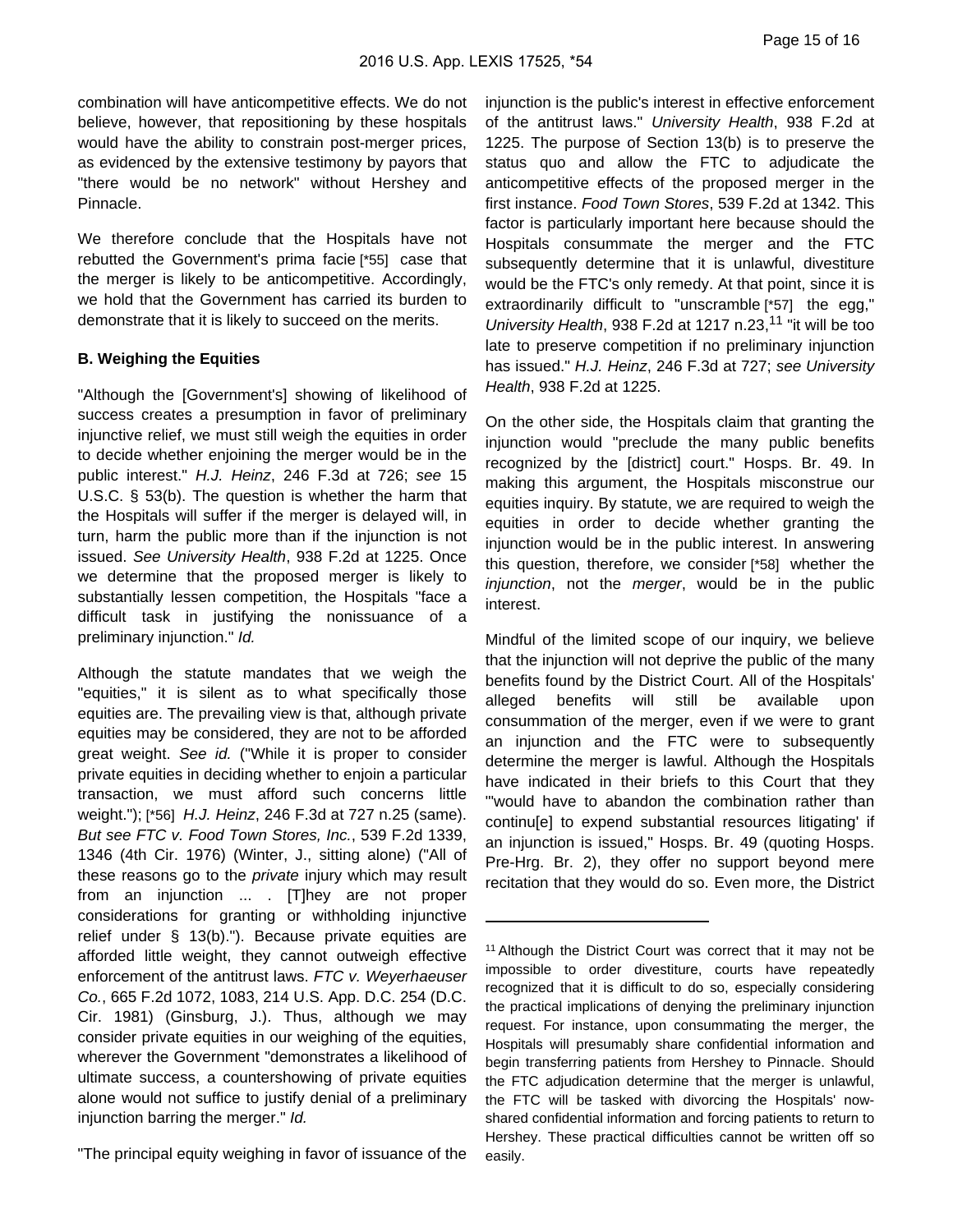combination will have anticompetitive effects. We do not believe, however, that repositioning by these hospitals would have the ability to constrain post-merger prices, as evidenced by the extensive testimony by payors that "there would be no network" without Hershey and Pinnacle.

We therefore conclude that the Hospitals have not rebutted the Government's prima facie [*55] case that the merger is likely to be anticompetitive. Accordingly, we hold that the Government has carried its burden to demonstrate that it is likely to succeed on the merits.

**B. Weighing the Equities**

"Although the [Government's] showing of likelihood of success creates a presumption in favor of preliminary injunctive relief, we must still weigh the equities in order to decide whether enjoining the merger would be in the public interest." *H.J. Heinz*, 246 F.3d at 726; *see* 15 U.S.C. § 53(b). The question is whether the harm that the Hospitals will suffer if the merger is delayed will, in turn, harm the public more than if the injunction is not issued. *See University Health*, 938 F.2d at 1225. Once we determine that the proposed merger is likely to substantially lessen competition, the Hospitals "face a difficult task in justifying the nonissuance of a preliminary injunction." *Id.*

Although the statute mandates that we weigh the "equities," it is silent as to what specifically those equities are. The prevailing view is that, although private equities may be considered, they are not to be afforded great weight. *See id.* ("While it is proper to consider private equities in deciding whether to enjoin a particular transaction, we must afford such concerns little weight."); [*56] *H.J. Heinz*, 246 F.3d at 727 n.25 (same). *But see FTC v. Food Town Stores, Inc.*, 539 F.2d 1339, 1346 (4th Cir. 1976) (Winter, J., sitting alone) ("All of these reasons go to the *private* injury which may result from an injunction ... . [T]hey are not proper considerations for granting or withholding injunctive relief under § 13(b)."). Because private equities are afforded little weight, they cannot outweigh effective enforcement of the antitrust laws. *FTC v. Weyerhaeuser Co.*, 665 F.2d 1072, 1083, 214 U.S. App. D.C. 254 (D.C. Cir. 1981) (Ginsburg, J.). Thus, although we may consider private equities in our weighing of the equities, wherever the Government "demonstrates a likelihood of ultimate success, a countershowing of private equities alone would not suffice to justify denial of a preliminary injunction barring the merger." *Id.*

"The principal equity weighing in favor of issuance of the injunction is the public's interest in effective enforcement of the antitrust laws." *University Health*, 938 F.2d at 1225. The purpose of Section 13(b) is to preserve the status quo and allow the FTC to adjudicate the anticompetitive effects of the proposed merger in the first instance. *Food Town Stores*, 539 F.2d at 1342. This factor is particularly important here because should the Hospitals consummate the merger and the FTC subsequently determine that it is unlawful, divestiture would be the FTC's only remedy. At that point, since it is extraordinarily difficult to "unscramble [*57] the egg," *University Health*, 938 F.2d at 1217 n.23,[11] "it will be too late to preserve competition if no preliminary injunction has issued." *H.J. Heinz*, 246 F.3d at 727; *see University Health*, 938 F.2d at 1225.

On the other side, the Hospitals claim that granting the injunction would "preclude the many public benefits recognized by the [district] court." Hosps. Br. 49. In making this argument, the Hospitals misconstrue our equities inquiry. By statute, we are required to weigh the equities in order to decide whether granting the injunction would be in the public interest. In answering this question, therefore, we consider [*58] whether the *injunction*, not the *merger*, would be in the public interest.

Mindful of the limited scope of our inquiry, we believe that the injunction will not deprive the public of the many benefits found by the District Court. All of the Hospitals' alleged benefits will still be available upon consummation of the merger, even if we were to grant an injunction and the FTC were to subsequently determine the merger is lawful. Although the Hospitals have indicated in their briefs to this Court that they "'would have to abandon the combination rather than continu[e] to expend substantial resources litigating' if an injunction is issued," Hosps. Br. 49 (quoting Hosps. Pre-Hrg. Br. 2), they offer no support beyond mere recitation that they would do so. Even more, the District

---

[11] Although the District Court was correct that it may not be impossible to order divestiture, courts have repeatedly recognized that it is difficult to do so, especially considering the practical implications of denying the preliminary injunction request. For instance, upon consummating the merger, the Hospitals will presumably share confidential information and begin transferring patients from Hershey to Pinnacle. Should the FTC adjudication determine that the merger is unlawful, the FTC will be tasked with divorcing the Hospitals' now-shared confidential information and forcing patients to return to Hershey. These practical difficulties cannot be written off so easily.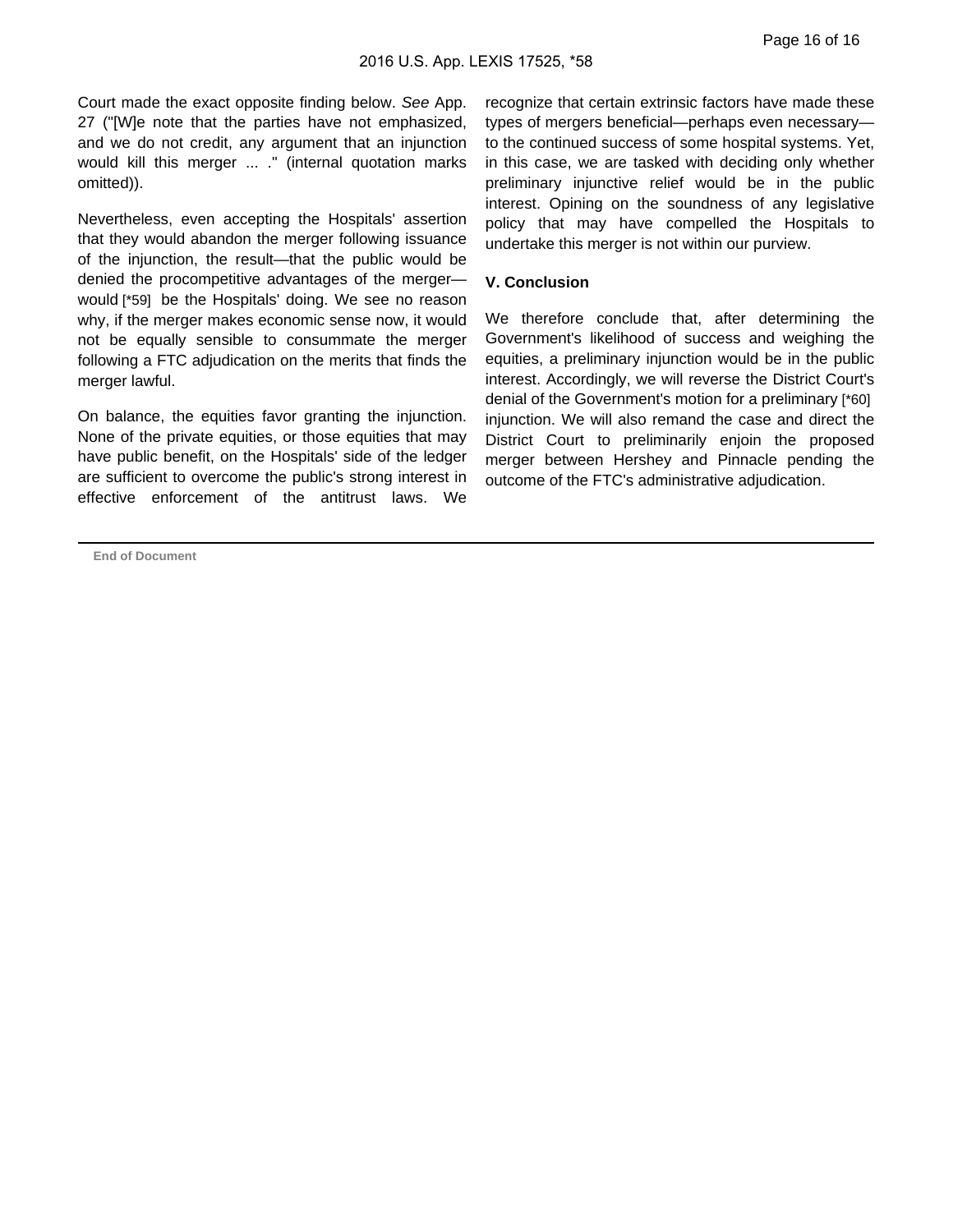Court made the exact opposite finding below. *See* App. 27 ("[W]e note that the parties have not emphasized, and we do not credit, any argument that an injunction would kill this merger ... ." (internal quotation marks omitted)).

Nevertheless, even accepting the Hospitals' assertion that they would abandon the merger following issuance of the injunction, the result—that the public would be denied the procompetitive advantages of the merger—would [*59] be the Hospitals' doing. We see no reason why, if the merger makes economic sense now, it would not be equally sensible to consummate the merger following a FTC adjudication on the merits that finds the merger lawful.

On balance, the equities favor granting the injunction. None of the private equities, or those equities that may have public benefit, on the Hospitals' side of the ledger are sufficient to overcome the public's strong interest in effective enforcement of the antitrust laws. We recognize that certain extrinsic factors have made these types of mergers beneficial—perhaps even necessary—to the continued success of some hospital systems. Yet, in this case, we are tasked with deciding only whether preliminary injunctive relief would be in the public interest. Opining on the soundness of any legislative policy that may have compelled the Hospitals to undertake this merger is not within our purview.

**V. Conclusion**

We therefore conclude that, after determining the Government's likelihood of success and weighing the equities, a preliminary injunction would be in the public interest. Accordingly, we will reverse the District Court's denial of the Government's motion for a preliminary [*60] injunction. We will also remand the case and direct the District Court to preliminarily enjoin the proposed merger between Hershey and Pinnacle pending the outcome of the FTC's administrative adjudication.

---

End of Document